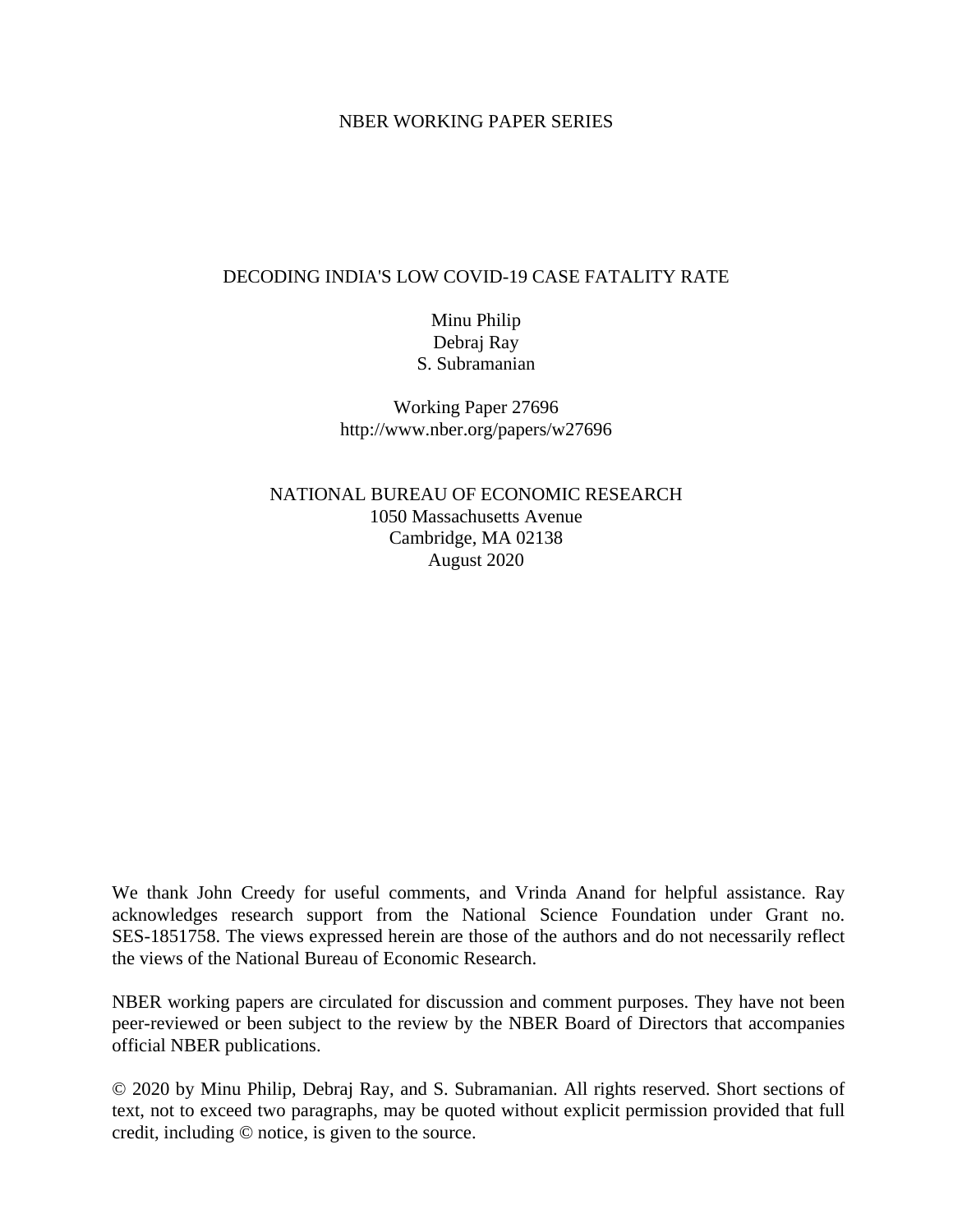NBER WORKING PAPER SERIES

# DECODING INDIA'S LOW COVID-19 CASE FATALITY RATE

Minu Philip
Debraj Ray
S. Subramanian

Working Paper 27696
http://www.nber.org/papers/w27696

NATIONAL BUREAU OF ECONOMIC RESEARCH
1050 Massachusetts Avenue
Cambridge, MA 02138
August 2020

We thank John Creedy for useful comments, and Vrinda Anand for helpful assistance. Ray acknowledges research support from the National Science Foundation under Grant no. SES-1851758. The views expressed herein are those of the authors and do not necessarily reflect the views of the National Bureau of Economic Research.

NBER working papers are circulated for discussion and comment purposes. They have not been peer-reviewed or been subject to the review by the NBER Board of Directors that accompanies official NBER publications.

© 2020 by Minu Philip, Debraj Ray, and S. Subramanian. All rights reserved. Short sections of text, not to exceed two paragraphs, may be quoted without explicit permission provided that full credit, including © notice, is given to the source.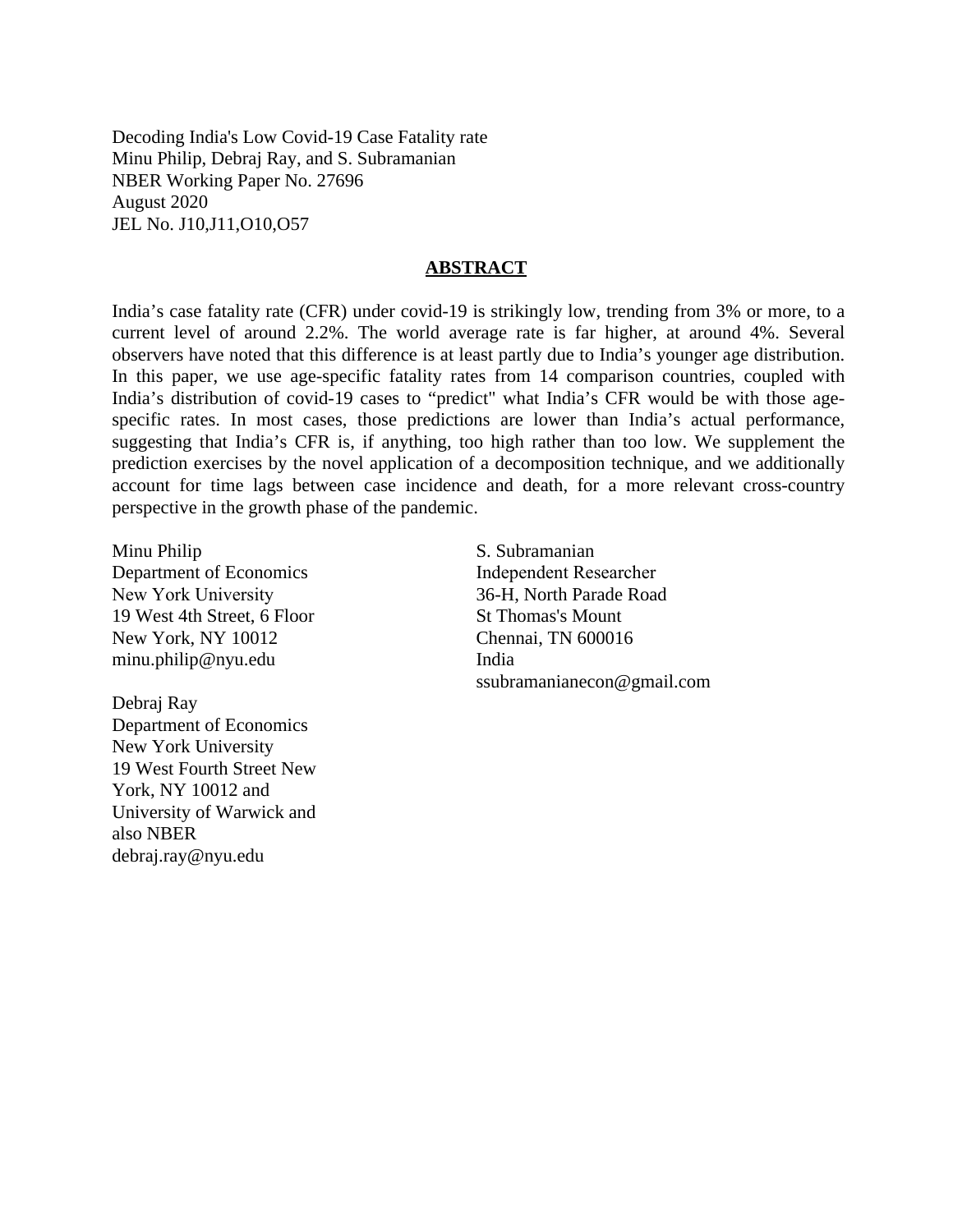Decoding India's Low Covid-19 Case Fatality rate
Minu Philip, Debraj Ray, and S. Subramanian
NBER Working Paper No. 27696
August 2020
JEL No. J10,J11,O10,O57

## ABSTRACT

India's case fatality rate (CFR) under covid-19 is strikingly low, trending from 3% or more, to a current level of around 2.2%. The world average rate is far higher, at around 4%. Several observers have noted that this difference is at least partly due to India's younger age distribution. In this paper, we use age-specific fatality rates from 14 comparison countries, coupled with India's distribution of covid-19 cases to "predict" what India's CFR would be with those age-specific rates. In most cases, those predictions are lower than India's actual performance, suggesting that India's CFR is, if anything, too high rather than too low. We supplement the prediction exercises by the novel application of a decomposition technique, and we additionally account for time lags between case incidence and death, for a more relevant cross-country perspective in the growth phase of the pandemic.

Minu Philip
Department of Economics
New York University
19 West 4th Street, 6 Floor
New York, NY 10012
minu.philip@nyu.edu

Debraj Ray
Department of Economics
New York University
19 West Fourth Street New York, NY 10012 and
University of Warwick and also NBER
debraj.ray@nyu.edu

S. Subramanian
Independent Researcher
36-H, North Parade Road
St Thomas's Mount
Chennai, TN 600016
India
ssubramanianecon@gmail.com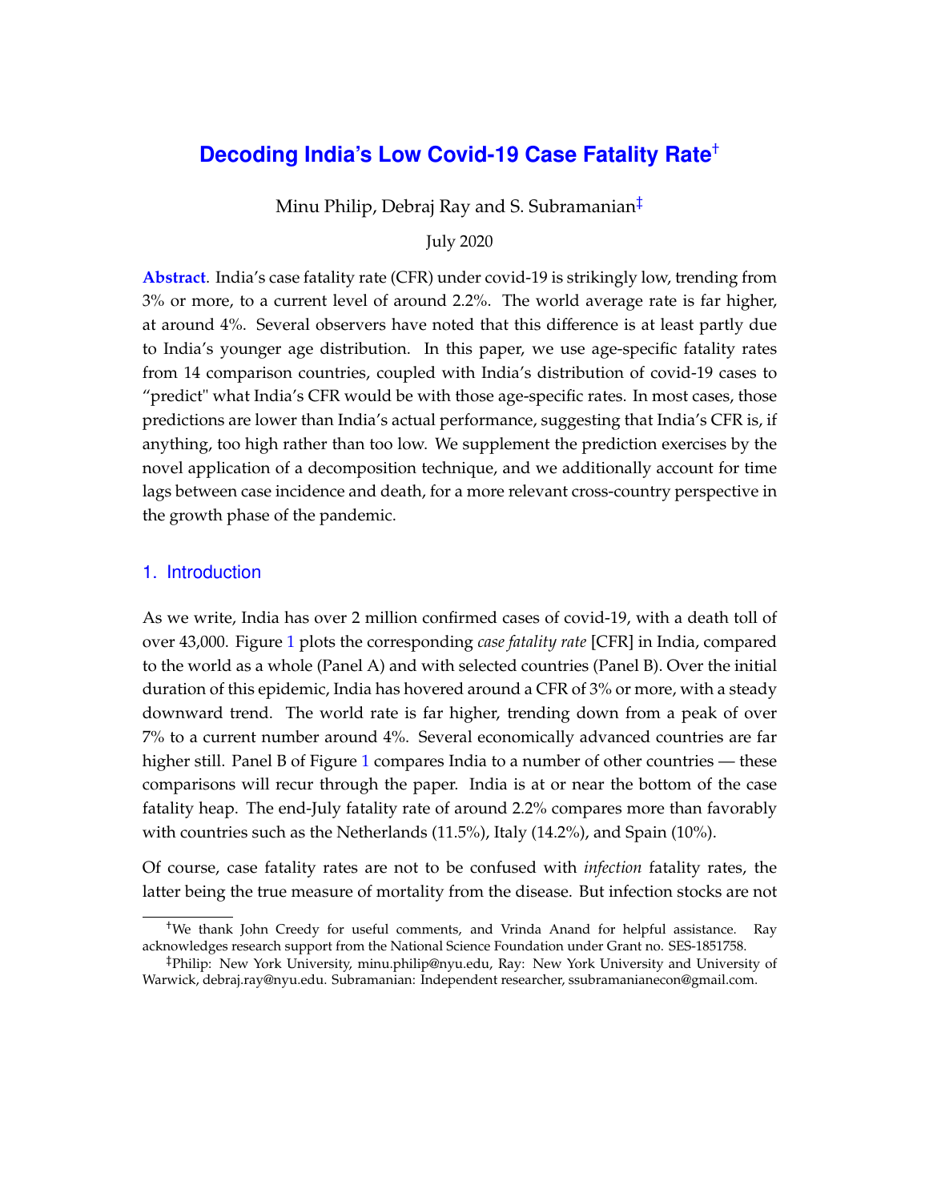# Decoding India's Low Covid-19 Case Fatality Rate[†]

Minu Philip, Debraj Ray and S. Subramanian[‡]

July 2020

**Abstract**. India's case fatality rate (CFR) under covid-19 is strikingly low, trending from 3% or more, to a current level of around 2.2%. The world average rate is far higher, at around 4%. Several observers have noted that this difference is at least partly due to India's younger age distribution. In this paper, we use age-specific fatality rates from 14 comparison countries, coupled with India's distribution of covid-19 cases to "predict" what India's CFR would be with those age-specific rates. In most cases, those predictions are lower than India's actual performance, suggesting that India's CFR is, if anything, too high rather than too low. We supplement the prediction exercises by the novel application of a decomposition technique, and we additionally account for time lags between case incidence and death, for a more relevant cross-country perspective in the growth phase of the pandemic.

## 1. Introduction

As we write, India has over 2 million confirmed cases of covid-19, with a death toll of over 43,000. Figure 1 plots the corresponding *case fatality rate* [CFR] in India, compared to the world as a whole (Panel A) and with selected countries (Panel B). Over the initial duration of this epidemic, India has hovered around a CFR of 3% or more, with a steady downward trend. The world rate is far higher, trending down from a peak of over 7% to a current number around 4%. Several economically advanced countries are far higher still. Panel B of Figure 1 compares India to a number of other countries — these comparisons will recur through the paper. India is at or near the bottom of the case fatality heap. The end-July fatality rate of around 2.2% compares more than favorably with countries such as the Netherlands (11.5%), Italy (14.2%), and Spain (10%).

Of course, case fatality rates are not to be confused with *infection* fatality rates, the latter being the true measure of mortality from the disease. But infection stocks are not

[†]We thank John Creedy for useful comments, and Vrinda Anand for helpful assistance. Ray acknowledges research support from the National Science Foundation under Grant no. SES-1851758.

[‡]Philip: New York University, minu.philip@nyu.edu, Ray: New York University and University of Warwick, debraj.ray@nyu.edu. Subramanian: Independent researcher, ssubramanianecon@gmail.com.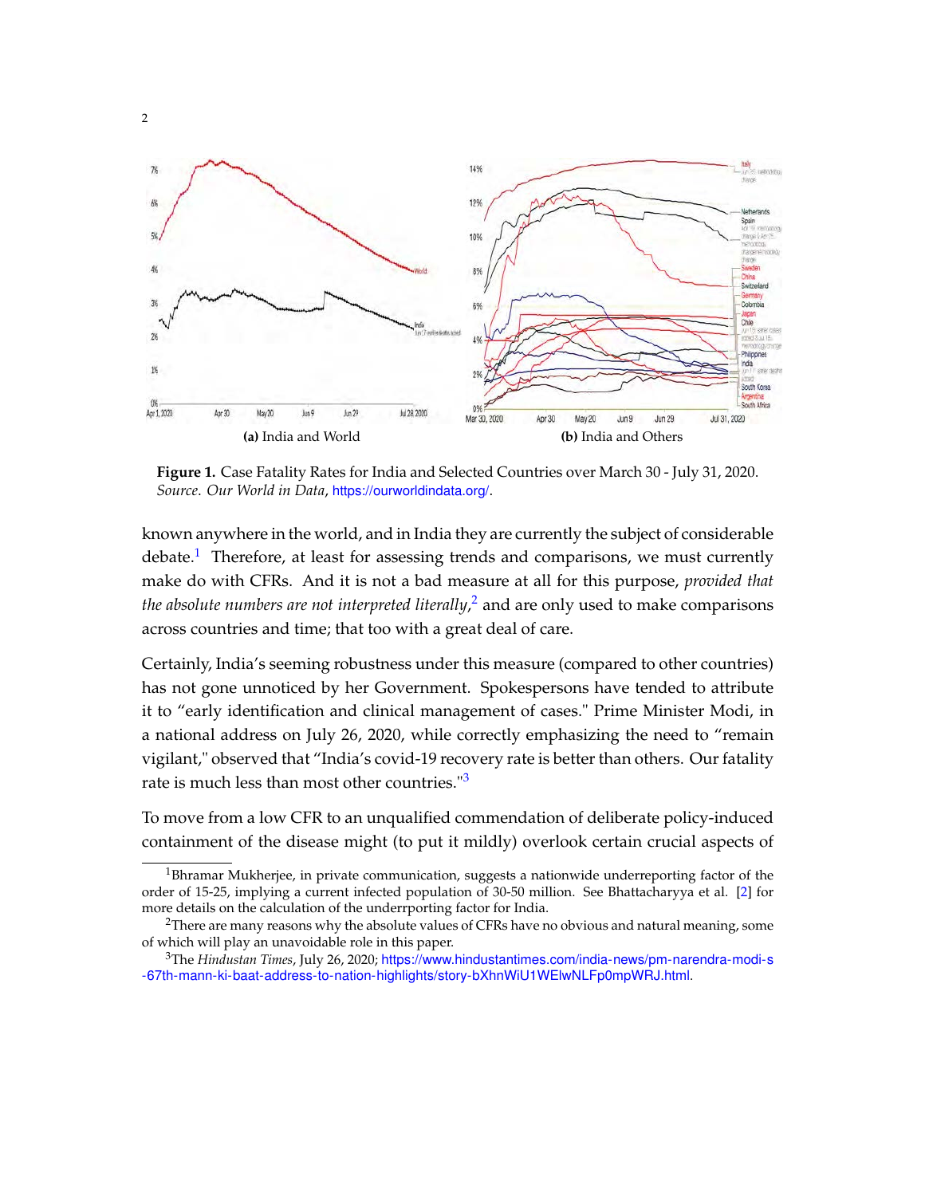**(a)** India and World

**(b)** India and Others

**Figure 1.** Case Fatality Rates for India and Selected Countries over March 30 - July 31, 2020. *Source. Our World in Data*, https://ourworldindata.org/.

known anywhere in the world, and in India they are currently the subject of considerable debate.[1] Therefore, at least for assessing trends and comparisons, we must currently make do with CFRs. And it is not a bad measure at all for this purpose, *provided that the absolute numbers are not interpreted literally*,[2] and are only used to make comparisons across countries and time; that too with a great deal of care.

Certainly, India's seeming robustness under this measure (compared to other countries) has not gone unnoticed by her Government. Spokespersons have tended to attribute it to "early identification and clinical management of cases." Prime Minister Modi, in a national address on July 26, 2020, while correctly emphasizing the need to "remain vigilant," observed that "India's covid-19 recovery rate is better than others. Our fatality rate is much less than most other countries."[3]

To move from a low CFR to an unqualified commendation of deliberate policy-induced containment of the disease might (to put it mildly) overlook certain crucial aspects of

---

[1] Bhramar Mukherjee, in private communication, suggests a nationwide underreporting factor of the order of 15-25, implying a current infected population of 30-50 million. See Bhattacharyya et al. [2] for more details on the calculation of the underrporting factor for India.

[2] There are many reasons why the absolute values of CFRs have no obvious and natural meaning, some of which will play an unavoidable role in this paper.

[3] The *Hindustan Times*, July 26, 2020; https://www.hindustantimes.com/india-news/pm-narendra-modi-s-67th-mann-ki-baat-address-to-nation-highlights/story-bXhnWiU1WElwNLFp0mpWRJ.html.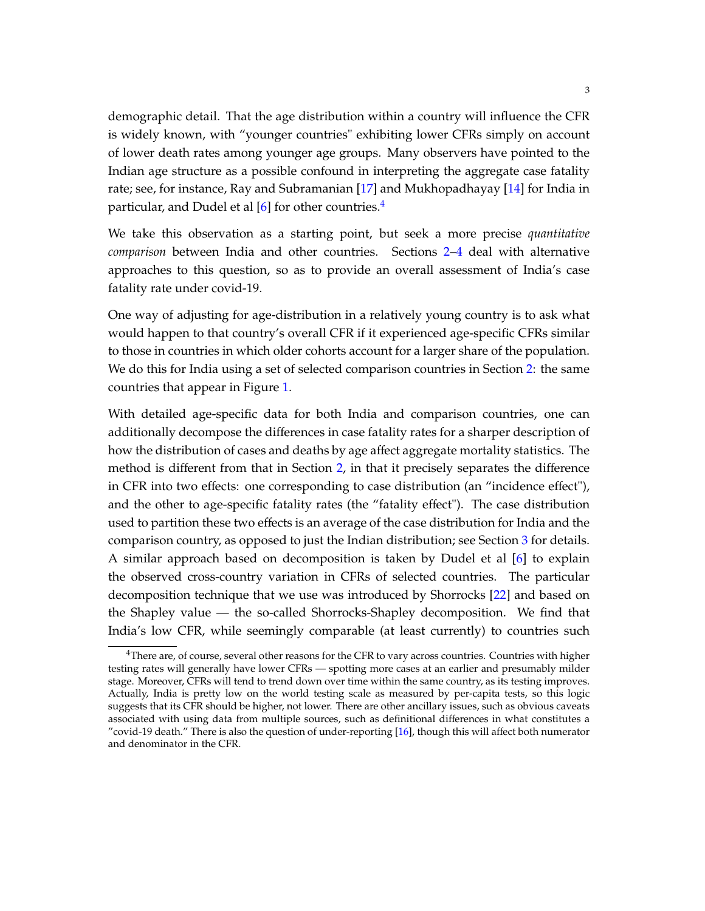demographic detail. That the age distribution within a country will influence the CFR is widely known, with "younger countries" exhibiting lower CFRs simply on account of lower death rates among younger age groups. Many observers have pointed to the Indian age structure as a possible confound in interpreting the aggregate case fatality rate; see, for instance, Ray and Subramanian [17] and Mukhopadhayay [14] for India in particular, and Dudel et al [6] for other countries.[4]

We take this observation as a starting point, but seek a more precise *quantitative comparison* between India and other countries. Sections 2–4 deal with alternative approaches to this question, so as to provide an overall assessment of India's case fatality rate under covid-19.

One way of adjusting for age-distribution in a relatively young country is to ask what would happen to that country's overall CFR if it experienced age-specific CFRs similar to those in countries in which older cohorts account for a larger share of the population. We do this for India using a set of selected comparison countries in Section 2: the same countries that appear in Figure 1.

With detailed age-specific data for both India and comparison countries, one can additionally decompose the differences in case fatality rates for a sharper description of how the distribution of cases and deaths by age affect aggregate mortality statistics. The method is different from that in Section 2, in that it precisely separates the difference in CFR into two effects: one corresponding to case distribution (an "incidence effect"), and the other to age-specific fatality rates (the "fatality effect"). The case distribution used to partition these two effects is an average of the case distribution for India and the comparison country, as opposed to just the Indian distribution; see Section 3 for details. A similar approach based on decomposition is taken by Dudel et al [6] to explain the observed cross-country variation in CFRs of selected countries. The particular decomposition technique that we use was introduced by Shorrocks [22] and based on the Shapley value — the so-called Shorrocks-Shapley decomposition. We find that India's low CFR, while seemingly comparable (at least currently) to countries such

[4] There are, of course, several other reasons for the CFR to vary across countries. Countries with higher testing rates will generally have lower CFRs — spotting more cases at an earlier and presumably milder stage. Moreover, CFRs will tend to trend down over time within the same country, as its testing improves. Actually, India is pretty low on the world testing scale as measured by per-capita tests, so this logic suggests that its CFR should be higher, not lower. There are other ancillary issues, such as obvious caveats associated with using data from multiple sources, such as definitional differences in what constitutes a "covid-19 death." There is also the question of under-reporting [16], though this will affect both numerator and denominator in the CFR.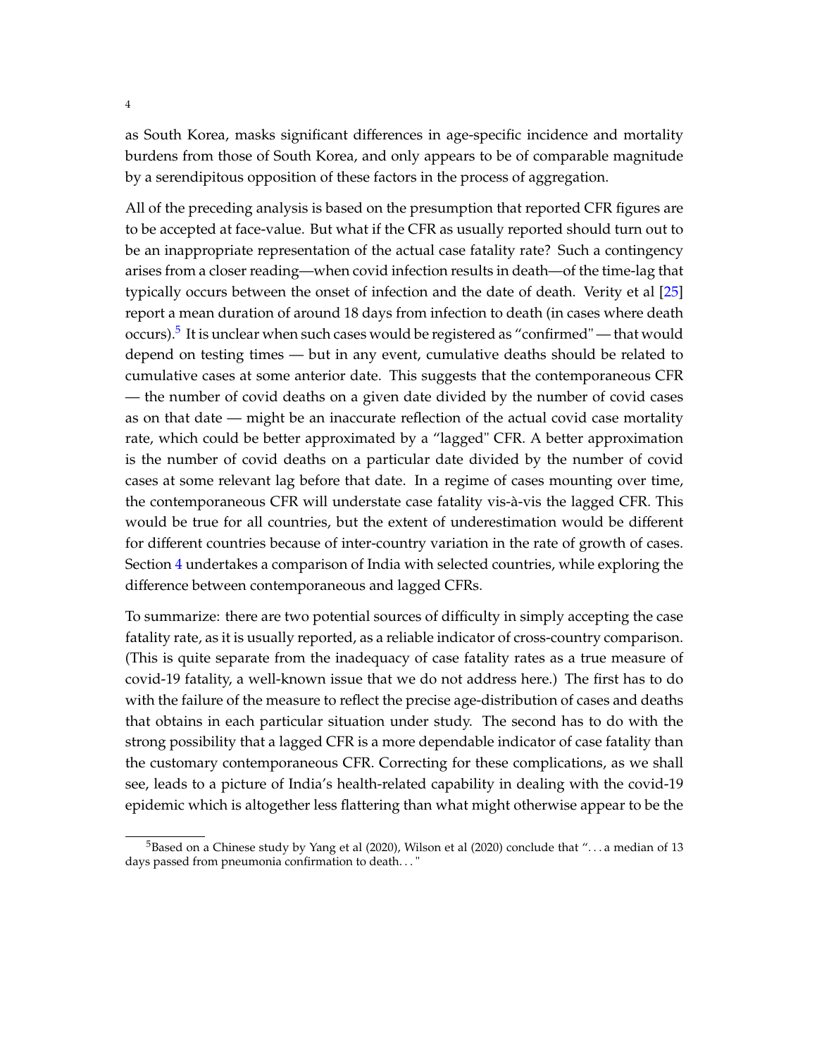as South Korea, masks significant differences in age-specific incidence and mortality burdens from those of South Korea, and only appears to be of comparable magnitude by a serendipitous opposition of these factors in the process of aggregation.

All of the preceding analysis is based on the presumption that reported CFR figures are to be accepted at face-value. But what if the CFR as usually reported should turn out to be an inappropriate representation of the actual case fatality rate? Such a contingency arises from a closer reading—when covid infection results in death—of the time-lag that typically occurs between the onset of infection and the date of death. Verity et al [25] report a mean duration of around 18 days from infection to death (in cases where death occurs).[5] It is unclear when such cases would be registered as "confirmed" — that would depend on testing times — but in any event, cumulative deaths should be related to cumulative cases at some anterior date. This suggests that the contemporaneous CFR — the number of covid deaths on a given date divided by the number of covid cases as on that date — might be an inaccurate reflection of the actual covid case mortality rate, which could be better approximated by a "lagged" CFR. A better approximation is the number of covid deaths on a particular date divided by the number of covid cases at some relevant lag before that date. In a regime of cases mounting over time, the contemporaneous CFR will understate case fatality vis-à-vis the lagged CFR. This would be true for all countries, but the extent of underestimation would be different for different countries because of inter-country variation in the rate of growth of cases. Section 4 undertakes a comparison of India with selected countries, while exploring the difference between contemporaneous and lagged CFRs.

To summarize: there are two potential sources of difficulty in simply accepting the case fatality rate, as it is usually reported, as a reliable indicator of cross-country comparison. (This is quite separate from the inadequacy of case fatality rates as a true measure of covid-19 fatality, a well-known issue that we do not address here.) The first has to do with the failure of the measure to reflect the precise age-distribution of cases and deaths that obtains in each particular situation under study. The second has to do with the strong possibility that a lagged CFR is a more dependable indicator of case fatality than the customary contemporaneous CFR. Correcting for these complications, as we shall see, leads to a picture of India's health-related capability in dealing with the covid-19 epidemic which is altogether less flattering than what might otherwise appear to be the

[5] Based on a Chinese study by Yang et al (2020), Wilson et al (2020) conclude that "... a median of 13 days passed from pneumonia confirmation to death..."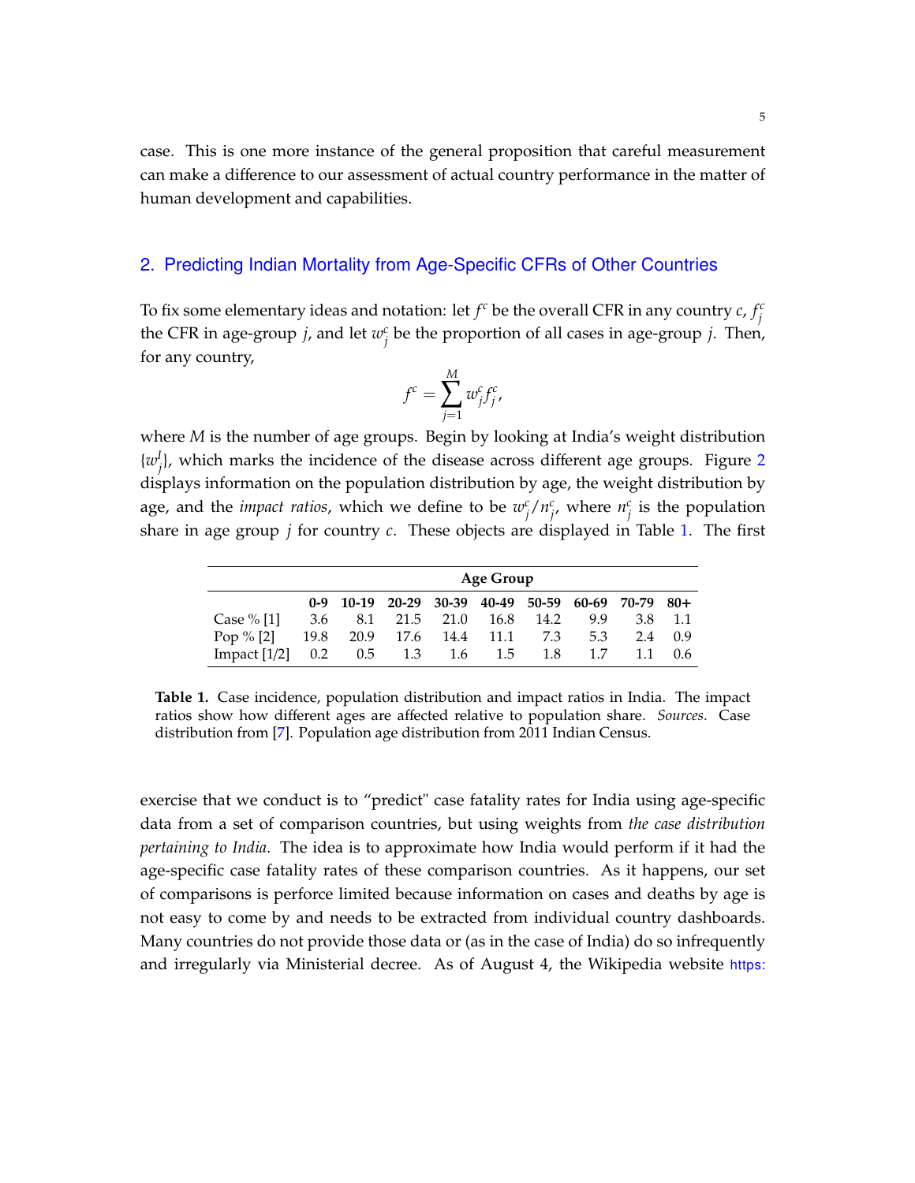case. This is one more instance of the general proposition that careful measurement can make a difference to our assessment of actual country performance in the matter of human development and capabilities.

## 2. Predicting Indian Mortality from Age-Specific CFRs of Other Countries

To fix some elementary ideas and notation: let $f^c$ be the overall CFR in any country $c$, $f_j^c$ the CFR in age-group $j$, and let $w_j^c$ be the proportion of all cases in age-group $j$. Then, for any country,

$$f^c = \sum_{j=1}^{M} w_j^c f_j^c,$$

where $M$ is the number of age groups. Begin by looking at India's weight distribution $\{w_j^I\}$, which marks the incidence of the disease across different age groups. Figure 2 displays information on the population distribution by age, the weight distribution by age, and the *impact ratios*, which we define to be $w_j^c/n_j^c$, where $n_j^c$ is the population share in age group $j$ for country $c$. These objects are displayed in Table 1. The first

| | **Age Group** | | | | | | | | |
|---|---|---|---|---|---|---|---|---|---|
| | **0-9** | **10-19** | **20-29** | **30-39** | **40-49** | **50-59** | **60-69** | **70-79** | **80+** |
| Case % [1] | 3.6 | 8.1 | 21.5 | 21.0 | 16.8 | 14.2 | 9.9 | 3.8 | 1.1 |
| Pop % [2] | 19.8 | 20.9 | 17.6 | 14.4 | 11.1 | 7.3 | 5.3 | 2.4 | 0.9 |
| Impact [1/2] | 0.2 | 0.5 | 1.3 | 1.6 | 1.5 | 1.8 | 1.7 | 1.1 | 0.6 |

**Table 1.** Case incidence, population distribution and impact ratios in India. The impact ratios show how different ages are affected relative to population share. *Sources.* Case distribution from [7]. Population age distribution from 2011 Indian Census.

exercise that we conduct is to "predict" case fatality rates for India using age-specific data from a set of comparison countries, but using weights from *the case distribution pertaining to India*. The idea is to approximate how India would perform if it had the age-specific case fatality rates of these comparison countries. As it happens, our set of comparisons is perforce limited because information on cases and deaths by age is not easy to come by and needs to be extracted from individual country dashboards. Many countries do not provide those data or (as in the case of India) do so infrequently and irregularly via Ministerial decree. As of August 4, the Wikipedia website https: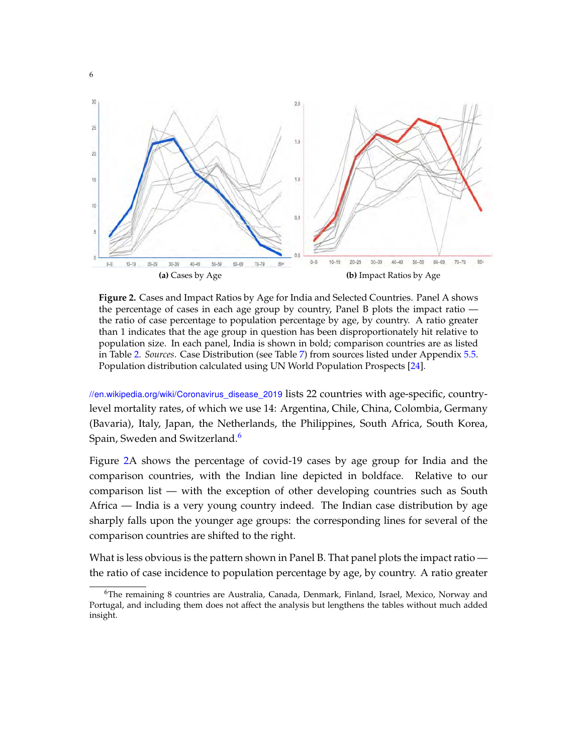(a) Cases by Age

(b) Impact Ratios by Age

**Figure 2.** Cases and Impact Ratios by Age for India and Selected Countries. Panel A shows the percentage of cases in each age group by country, Panel B plots the impact ratio — the ratio of case percentage to population percentage by age, by country. A ratio greater than 1 indicates that the age group in question has been disproportionately hit relative to population size. In each panel, India is shown in bold; comparison countries are as listed in Table 2. *Sources*. Case Distribution (see Table 7) from sources listed under Appendix 5.5. Population distribution calculated using UN World Population Prospects [24].

//en.wikipedia.org/wiki/Coronavirus_disease_2019 lists 22 countries with age-specific, country-level mortality rates, of which we use 14: Argentina, Chile, China, Colombia, Germany (Bavaria), Italy, Japan, the Netherlands, the Philippines, South Africa, South Korea, Spain, Sweden and Switzerland.[6]

Figure 2A shows the percentage of covid-19 cases by age group for India and the comparison countries, with the Indian line depicted in boldface. Relative to our comparison list — with the exception of other developing countries such as South Africa — India is a very young country indeed. The Indian case distribution by age sharply falls upon the younger age groups: the corresponding lines for several of the comparison countries are shifted to the right.

What is less obvious is the pattern shown in Panel B. That panel plots the impact ratio — the ratio of case incidence to population percentage by age, by country. A ratio greater

[6] The remaining 8 countries are Australia, Canada, Denmark, Finland, Israel, Mexico, Norway and Portugal, and including them does not affect the analysis but lengthens the tables without much added insight.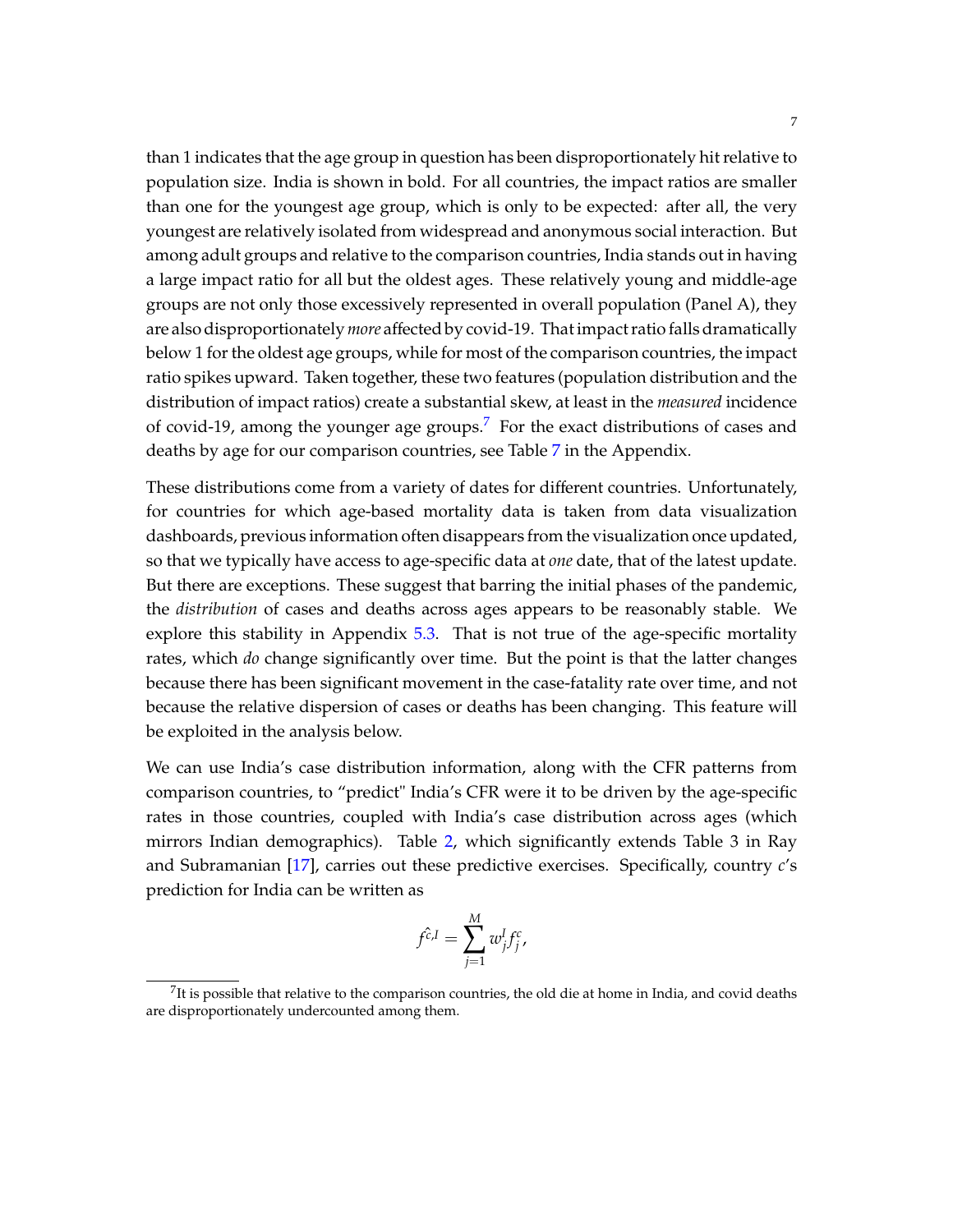than 1 indicates that the age group in question has been disproportionately hit relative to population size. India is shown in bold. For all countries, the impact ratios are smaller than one for the youngest age group, which is only to be expected: after all, the very youngest are relatively isolated from widespread and anonymous social interaction. But among adult groups and relative to the comparison countries, India stands out in having a large impact ratio for all but the oldest ages. These relatively young and middle-age groups are not only those excessively represented in overall population (Panel A), they are also disproportionately *more* affected by covid-19. That impact ratio falls dramatically below 1 for the oldest age groups, while for most of the comparison countries, the impact ratio spikes upward. Taken together, these two features (population distribution and the distribution of impact ratios) create a substantial skew, at least in the *measured* incidence of covid-19, among the younger age groups.[7] For the exact distributions of cases and deaths by age for our comparison countries, see Table 7 in the Appendix.

These distributions come from a variety of dates for different countries. Unfortunately, for countries for which age-based mortality data is taken from data visualization dashboards, previous information often disappears from the visualization once updated, so that we typically have access to age-specific data at *one* date, that of the latest update. But there are exceptions. These suggest that barring the initial phases of the pandemic, the *distribution* of cases and deaths across ages appears to be reasonably stable. We explore this stability in Appendix 5.3. That is not true of the age-specific mortality rates, which *do* change significantly over time. But the point is that the latter changes because there has been significant movement in the case-fatality rate over time, and not because the relative dispersion of cases or deaths has been changing. This feature will be exploited in the analysis below.

We can use India's case distribution information, along with the CFR patterns from comparison countries, to "predict" India's CFR were it to be driven by the age-specific rates in those countries, coupled with India's case distribution across ages (which mirrors Indian demographics). Table 2, which significantly extends Table 3 in Ray and Subramanian [17], carries out these predictive exercises. Specifically, country $c$'s prediction for India can be written as

$$\hat{f^{c,I}} = \sum_{j=1}^{M} w_j^I f_j^c,$$

[7] It is possible that relative to the comparison countries, the old die at home in India, and covid deaths are disproportionately undercounted among them.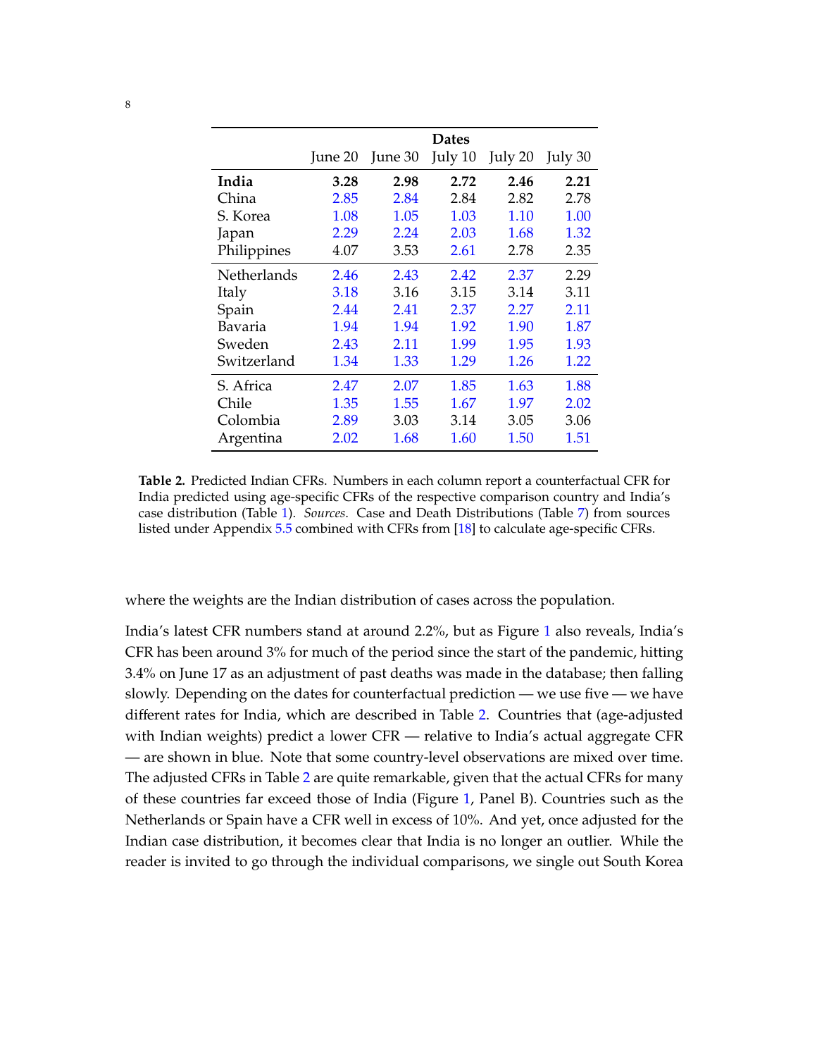| | Dates | | | | |
|---|---|---|---|---|---|
| | June 20 | June 30 | July 10 | July 20 | July 30 |
| **India** | **3.28** | **2.98** | **2.72** | **2.46** | **2.21** |
| China | 2.85 | 2.84 | 2.84 | 2.82 | 2.78 |
| S. Korea | 1.08 | 1.05 | 1.03 | 1.10 | 1.00 |
| Japan | 2.29 | 2.24 | 2.03 | 1.68 | 1.32 |
| Philippines | 4.07 | 3.53 | 2.61 | 2.78 | 2.35 |
| Netherlands | 2.46 | 2.43 | 2.42 | 2.37 | 2.29 |
| Italy | 3.18 | 3.16 | 3.15 | 3.14 | 3.11 |
| Spain | 2.44 | 2.41 | 2.37 | 2.27 | 2.11 |
| Bavaria | 1.94 | 1.94 | 1.92 | 1.90 | 1.87 |
| Sweden | 2.43 | 2.11 | 1.99 | 1.95 | 1.93 |
| Switzerland | 1.34 | 1.33 | 1.29 | 1.26 | 1.22 |
| S. Africa | 2.47 | 2.07 | 1.85 | 1.63 | 1.88 |
| Chile | 1.35 | 1.55 | 1.67 | 1.97 | 2.02 |
| Colombia | 2.89 | 3.03 | 3.14 | 3.05 | 3.06 |
| Argentina | 2.02 | 1.68 | 1.60 | 1.50 | 1.51 |

**Table 2.** Predicted Indian CFRs. Numbers in each column report a counterfactual CFR for India predicted using age-specific CFRs of the respective comparison country and India's case distribution (Table 1). *Sources*. Case and Death Distributions (Table 7) from sources listed under Appendix 5.5 combined with CFRs from [18] to calculate age-specific CFRs.

where the weights are the Indian distribution of cases across the population.

India's latest CFR numbers stand at around 2.2%, but as Figure 1 also reveals, India's CFR has been around 3% for much of the period since the start of the pandemic, hitting 3.4% on June 17 as an adjustment of past deaths was made in the database; then falling slowly. Depending on the dates for counterfactual prediction — we use five — we have different rates for India, which are described in Table 2. Countries that (age-adjusted with Indian weights) predict a lower CFR — relative to India's actual aggregate CFR — are shown in blue. Note that some country-level observations are mixed over time. The adjusted CFRs in Table 2 are quite remarkable, given that the actual CFRs for many of these countries far exceed those of India (Figure 1, Panel B). Countries such as the Netherlands or Spain have a CFR well in excess of 10%. And yet, once adjusted for the Indian case distribution, it becomes clear that India is no longer an outlier. While the reader is invited to go through the individual comparisons, we single out South Korea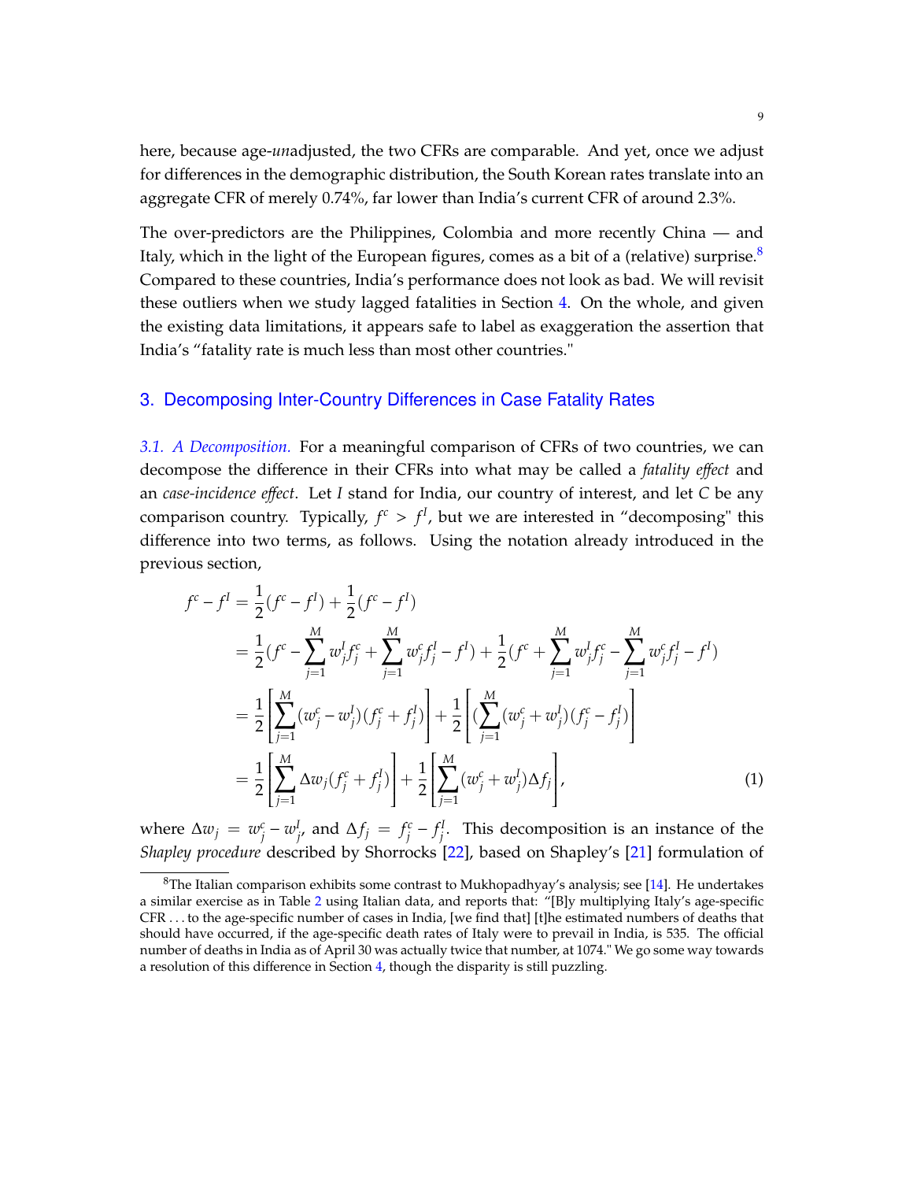here, because age-*un*adjusted, the two CFRs are comparable. And yet, once we adjust for differences in the demographic distribution, the South Korean rates translate into an aggregate CFR of merely 0.74%, far lower than India's current CFR of around 2.3%.

The over-predictors are the Philippines, Colombia and more recently China — and Italy, which in the light of the European figures, comes as a bit of a (relative) surprise.[8] Compared to these countries, India's performance does not look as bad. We will revisit these outliers when we study lagged fatalities in Section 4. On the whole, and given the existing data limitations, it appears safe to label as exaggeration the assertion that India's "fatality rate is much less than most other countries."

## 3. Decomposing Inter-Country Differences in Case Fatality Rates

*3.1. A Decomposition.* For a meaningful comparison of CFRs of two countries, we can decompose the difference in their CFRs into what may be called a *fatality effect* and an *case-incidence effect*. Let $I$ stand for India, our country of interest, and let $C$ be any comparison country. Typically, $f^c > f^I$, but we are interested in "decomposing" this difference into two terms, as follows. Using the notation already introduced in the previous section,

$$
\begin{aligned}
f^c - f^I &= \frac{1}{2}(f^c - f^I) + \frac{1}{2}(f^c - f^I) \\
&= \frac{1}{2}\left(f^c - \sum_{j=1}^{M} w_j^I f_j^c + \sum_{j=1}^{M} w_j^c f_j^I - f^I\right) + \frac{1}{2}\left(f^c + \sum_{j=1}^{M} w_j^I f_j^c - \sum_{j=1}^{M} w_j^c f_j^I - f^I\right) \\
&= \frac{1}{2}\left[\sum_{j=1}^{M} (w_j^c - w_j^I)(f_j^c + f_j^I)\right] + \frac{1}{2}\left[\left(\sum_{j=1}^{M} (w_j^c + w_j^I)(f_j^c - f_j^I)\right)\right] \\
&= \frac{1}{2}\left[\sum_{j=1}^{M} \Delta w_j (f_j^c + f_j^I)\right] + \frac{1}{2}\left[\sum_{j=1}^{M} (w_j^c + w_j^I)\Delta f_j\right], \qquad (1)
\end{aligned}
$$

where $\Delta w_j = w_j^c - w_j^I$, and $\Delta f_j = f_j^c - f_j^I$. This decomposition is an instance of the *Shapley procedure* described by Shorrocks [22], based on Shapley's [21] formulation of

[8] The Italian comparison exhibits some contrast to Mukhopadhyay's analysis; see [14]. He undertakes a similar exercise as in Table 2 using Italian data, and reports that: "[B]y multiplying Italy's age-specific CFR . . . to the age-specific number of cases in India, [we find that] [t]he estimated numbers of deaths that should have occurred, if the age-specific death rates of Italy were to prevail in India, is 535. The official number of deaths in India as of April 30 was actually twice that number, at 1074." We go some way towards a resolution of this difference in Section 4, though the disparity is still puzzling.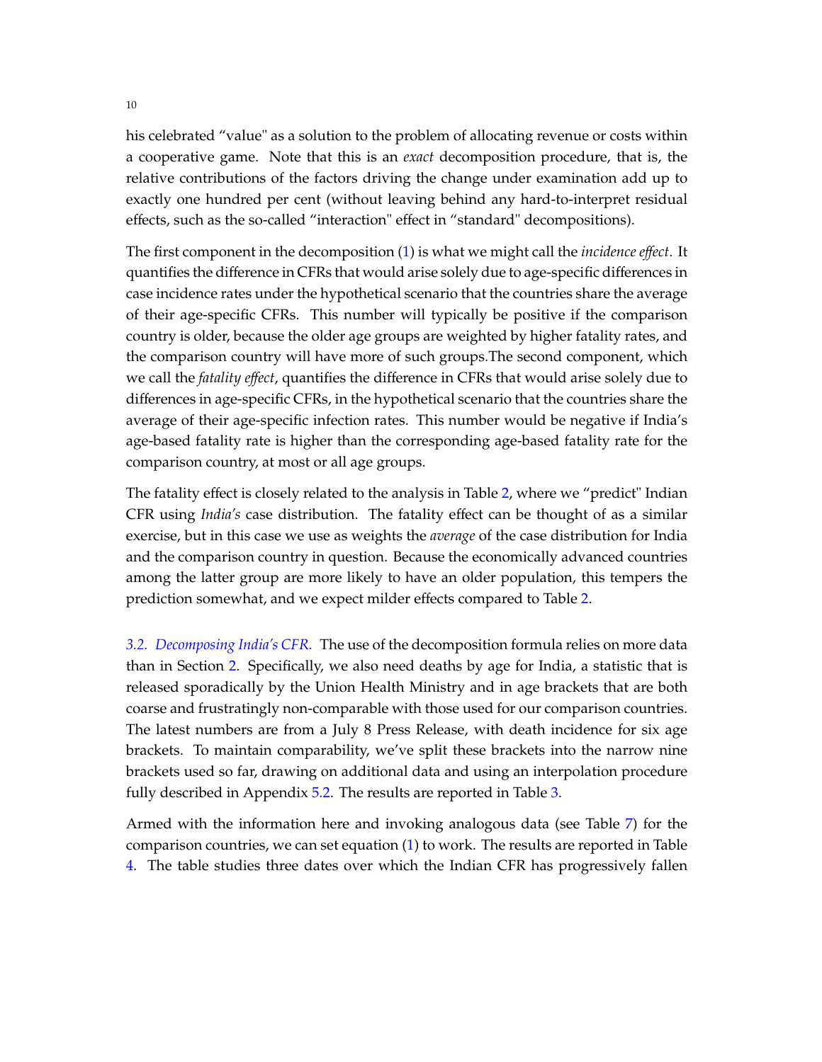his celebrated "value" as a solution to the problem of allocating revenue or costs within a cooperative game. Note that this is an *exact* decomposition procedure, that is, the relative contributions of the factors driving the change under examination add up to exactly one hundred per cent (without leaving behind any hard-to-interpret residual effects, such as the so-called "interaction" effect in "standard" decompositions).

The first component in the decomposition (1) is what we might call the *incidence effect*. It quantifies the difference in CFRs that would arise solely due to age-specific differences in case incidence rates under the hypothetical scenario that the countries share the average of their age-specific CFRs. This number will typically be positive if the comparison country is older, because the older age groups are weighted by higher fatality rates, and the comparison country will have more of such groups.The second component, which we call the *fatality effect*, quantifies the difference in CFRs that would arise solely due to differences in age-specific CFRs, in the hypothetical scenario that the countries share the average of their age-specific infection rates. This number would be negative if India's age-based fatality rate is higher than the corresponding age-based fatality rate for the comparison country, at most or all age groups.

The fatality effect is closely related to the analysis in Table 2, where we "predict" Indian CFR using *India's* case distribution. The fatality effect can be thought of as a similar exercise, but in this case we use as weights the *average* of the case distribution for India and the comparison country in question. Because the economically advanced countries among the latter group are more likely to have an older population, this tempers the prediction somewhat, and we expect milder effects compared to Table 2.

*3.2. Decomposing India's CFR.* The use of the decomposition formula relies on more data than in Section 2. Specifically, we also need deaths by age for India, a statistic that is released sporadically by the Union Health Ministry and in age brackets that are both coarse and frustratingly non-comparable with those used for our comparison countries. The latest numbers are from a July 8 Press Release, with death incidence for six age brackets. To maintain comparability, we've split these brackets into the narrow nine brackets used so far, drawing on additional data and using an interpolation procedure fully described in Appendix 5.2. The results are reported in Table 3.

Armed with the information here and invoking analogous data (see Table 7) for the comparison countries, we can set equation (1) to work. The results are reported in Table 4. The table studies three dates over which the Indian CFR has progressively fallen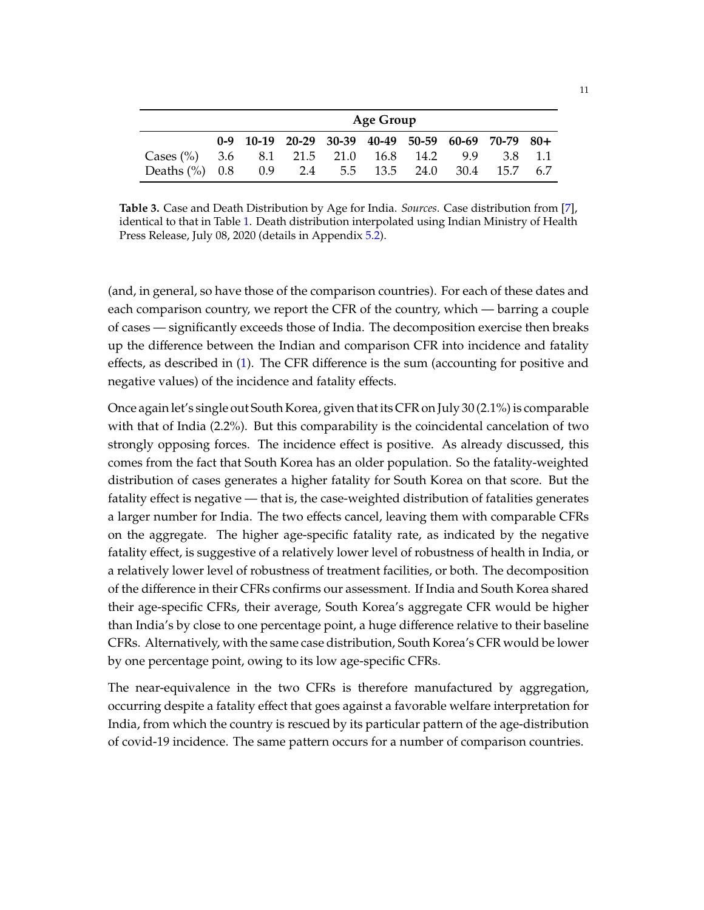| | Age Group | | | | | | | | |
|---|---|---|---|---|---|---|---|---|---|
| | **0-9** | **10-19** | **20-29** | **30-39** | **40-49** | **50-59** | **60-69** | **70-79** | **80+** |
| Cases (%) | 3.6 | 8.1 | 21.5 | 21.0 | 16.8 | 14.2 | 9.9 | 3.8 | 1.1 |
| Deaths (%) | 0.8 | 0.9 | 2.4 | 5.5 | 13.5 | 24.0 | 30.4 | 15.7 | 6.7 |

**Table 3.** Case and Death Distribution by Age for India. *Sources.* Case distribution from [7], identical to that in Table 1. Death distribution interpolated using Indian Ministry of Health Press Release, July 08, 2020 (details in Appendix 5.2).

(and, in general, so have those of the comparison countries). For each of these dates and each comparison country, we report the CFR of the country, which — barring a couple of cases — significantly exceeds those of India. The decomposition exercise then breaks up the difference between the Indian and comparison CFR into incidence and fatality effects, as described in (1). The CFR difference is the sum (accounting for positive and negative values) of the incidence and fatality effects.

Once again let's single out South Korea, given that its CFR on July 30 (2.1%) is comparable with that of India (2.2%). But this comparability is the coincidental cancelation of two strongly opposing forces. The incidence effect is positive. As already discussed, this comes from the fact that South Korea has an older population. So the fatality-weighted distribution of cases generates a higher fatality for South Korea on that score. But the fatality effect is negative — that is, the case-weighted distribution of fatalities generates a larger number for India. The two effects cancel, leaving them with comparable CFRs on the aggregate. The higher age-specific fatality rate, as indicated by the negative fatality effect, is suggestive of a relatively lower level of robustness of health in India, or a relatively lower level of robustness of treatment facilities, or both. The decomposition of the difference in their CFRs confirms our assessment. If India and South Korea shared their age-specific CFRs, their average, South Korea's aggregate CFR would be higher than India's by close to one percentage point, a huge difference relative to their baseline CFRs. Alternatively, with the same case distribution, South Korea's CFR would be lower by one percentage point, owing to its low age-specific CFRs.

The near-equivalence in the two CFRs is therefore manufactured by aggregation, occurring despite a fatality effect that goes against a favorable welfare interpretation for India, from which the country is rescued by its particular pattern of the age-distribution of covid-19 incidence. The same pattern occurs for a number of comparison countries.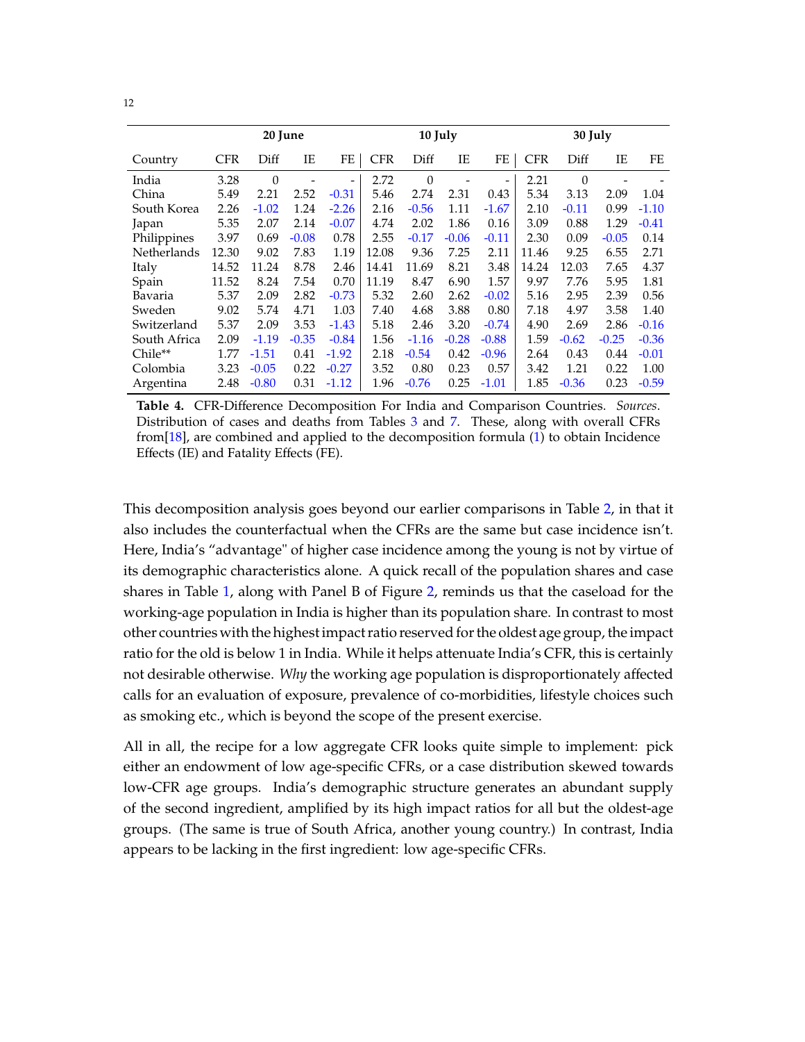| | 20 June | | | | 10 July | | | | 30 July | | | |
|---|---|---|---|---|---|---|---|---|---|---|---|---|
| Country | CFR | Diff | IE | FE | CFR | Diff | IE | FE | CFR | Diff | IE | FE |
| India | 3.28 | 0 | - | - | 2.72 | 0 | - | - | 2.21 | 0 | - | - |
| China | 5.49 | 2.21 | 2.52 | -0.31 | 5.46 | 2.74 | 2.31 | 0.43 | 5.34 | 3.13 | 2.09 | 1.04 |
| South Korea | 2.26 | -1.02 | 1.24 | -2.26 | 2.16 | -0.56 | 1.11 | -1.67 | 2.10 | -0.11 | 0.99 | -1.10 |
| Japan | 5.35 | 2.07 | 2.14 | -0.07 | 4.74 | 2.02 | 1.86 | 0.16 | 3.09 | 0.88 | 1.29 | -0.41 |
| Philippines | 3.97 | 0.69 | -0.08 | 0.78 | 2.55 | -0.17 | -0.06 | -0.11 | 2.30 | 0.09 | -0.05 | 0.14 |
| Netherlands | 12.30 | 9.02 | 7.83 | 1.19 | 12.08 | 9.36 | 7.25 | 2.11 | 11.46 | 9.25 | 6.55 | 2.71 |
| Italy | 14.52 | 11.24 | 8.78 | 2.46 | 14.41 | 11.69 | 8.21 | 3.48 | 14.24 | 12.03 | 7.65 | 4.37 |
| Spain | 11.52 | 8.24 | 7.54 | 0.70 | 11.19 | 8.47 | 6.90 | 1.57 | 9.97 | 7.76 | 5.95 | 1.81 |
| Bavaria | 5.37 | 2.09 | 2.82 | -0.73 | 5.32 | 2.60 | 2.62 | -0.02 | 5.16 | 2.95 | 2.39 | 0.56 |
| Sweden | 9.02 | 5.74 | 4.71 | 1.03 | 7.40 | 4.68 | 3.88 | 0.80 | 7.18 | 4.97 | 3.58 | 1.40 |
| Switzerland | 5.37 | 2.09 | 3.53 | -1.43 | 5.18 | 2.46 | 3.20 | -0.74 | 4.90 | 2.69 | 2.86 | -0.16 |
| South Africa | 2.09 | -1.19 | -0.35 | -0.84 | 1.56 | -1.16 | -0.28 | -0.88 | 1.59 | -0.62 | -0.25 | -0.36 |
| Chile** | 1.77 | -1.51 | 0.41 | -1.92 | 2.18 | -0.54 | 0.42 | -0.96 | 2.64 | 0.43 | 0.44 | -0.01 |
| Colombia | 3.23 | -0.05 | 0.22 | -0.27 | 3.52 | 0.80 | 0.23 | 0.57 | 3.42 | 1.21 | 0.22 | 1.00 |
| Argentina | 2.48 | -0.80 | 0.31 | -1.12 | 1.96 | -0.76 | 0.25 | -1.01 | 1.85 | -0.36 | 0.23 | -0.59 |

**Table 4.** CFR-Difference Decomposition For India and Comparison Countries. *Sources.* Distribution of cases and deaths from Tables 3 and 7. These, along with overall CFRs from[18], are combined and applied to the decomposition formula (1) to obtain Incidence Effects (IE) and Fatality Effects (FE).

This decomposition analysis goes beyond our earlier comparisons in Table 2, in that it also includes the counterfactual when the CFRs are the same but case incidence isn't. Here, India's "advantage" of higher case incidence among the young is not by virtue of its demographic characteristics alone. A quick recall of the population shares and case shares in Table 1, along with Panel B of Figure 2, reminds us that the caseload for the working-age population in India is higher than its population share. In contrast to most other countries with the highest impact ratio reserved for the oldest age group, the impact ratio for the old is below 1 in India. While it helps attenuate India's CFR, this is certainly not desirable otherwise. *Why* the working age population is disproportionately affected calls for an evaluation of exposure, prevalence of co-morbidities, lifestyle choices such as smoking etc., which is beyond the scope of the present exercise.

All in all, the recipe for a low aggregate CFR looks quite simple to implement: pick either an endowment of low age-specific CFRs, or a case distribution skewed towards low-CFR age groups. India's demographic structure generates an abundant supply of the second ingredient, amplified by its high impact ratios for all but the oldest-age groups. (The same is true of South Africa, another young country.) In contrast, India appears to be lacking in the first ingredient: low age-specific CFRs.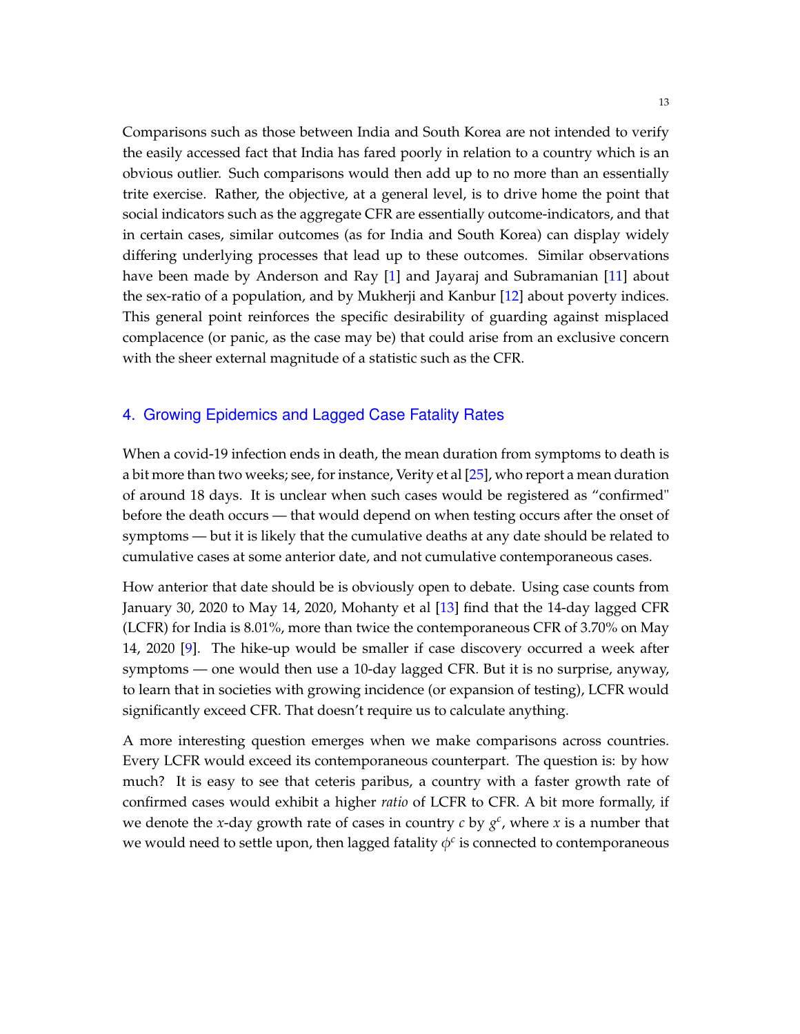Comparisons such as those between India and South Korea are not intended to verify the easily accessed fact that India has fared poorly in relation to a country which is an obvious outlier. Such comparisons would then add up to no more than an essentially trite exercise. Rather, the objective, at a general level, is to drive home the point that social indicators such as the aggregate CFR are essentially outcome-indicators, and that in certain cases, similar outcomes (as for India and South Korea) can display widely differing underlying processes that lead up to these outcomes. Similar observations have been made by Anderson and Ray [1] and Jayaraj and Subramanian [11] about the sex-ratio of a population, and by Mukherji and Kanbur [12] about poverty indices. This general point reinforces the specific desirability of guarding against misplaced complacence (or panic, as the case may be) that could arise from an exclusive concern with the sheer external magnitude of a statistic such as the CFR.

## 4. Growing Epidemics and Lagged Case Fatality Rates

When a covid-19 infection ends in death, the mean duration from symptoms to death is a bit more than two weeks; see, for instance, Verity et al [25], who report a mean duration of around 18 days. It is unclear when such cases would be registered as "confirmed" before the death occurs — that would depend on when testing occurs after the onset of symptoms — but it is likely that the cumulative deaths at any date should be related to cumulative cases at some anterior date, and not cumulative contemporaneous cases.

How anterior that date should be is obviously open to debate. Using case counts from January 30, 2020 to May 14, 2020, Mohanty et al [13] find that the 14-day lagged CFR (LCFR) for India is 8.01%, more than twice the contemporaneous CFR of 3.70% on May 14, 2020 [9]. The hike-up would be smaller if case discovery occurred a week after symptoms — one would then use a 10-day lagged CFR. But it is no surprise, anyway, to learn that in societies with growing incidence (or expansion of testing), LCFR would significantly exceed CFR. That doesn't require us to calculate anything.

A more interesting question emerges when we make comparisons across countries. Every LCFR would exceed its contemporaneous counterpart. The question is: by how much? It is easy to see that ceteris paribus, a country with a faster growth rate of confirmed cases would exhibit a higher *ratio* of LCFR to CFR. A bit more formally, if we denote the $x$-day growth rate of cases in country $c$ by $g^c$, where $x$ is a number that we would need to settle upon, then lagged fatality $\phi^c$ is connected to contemporaneous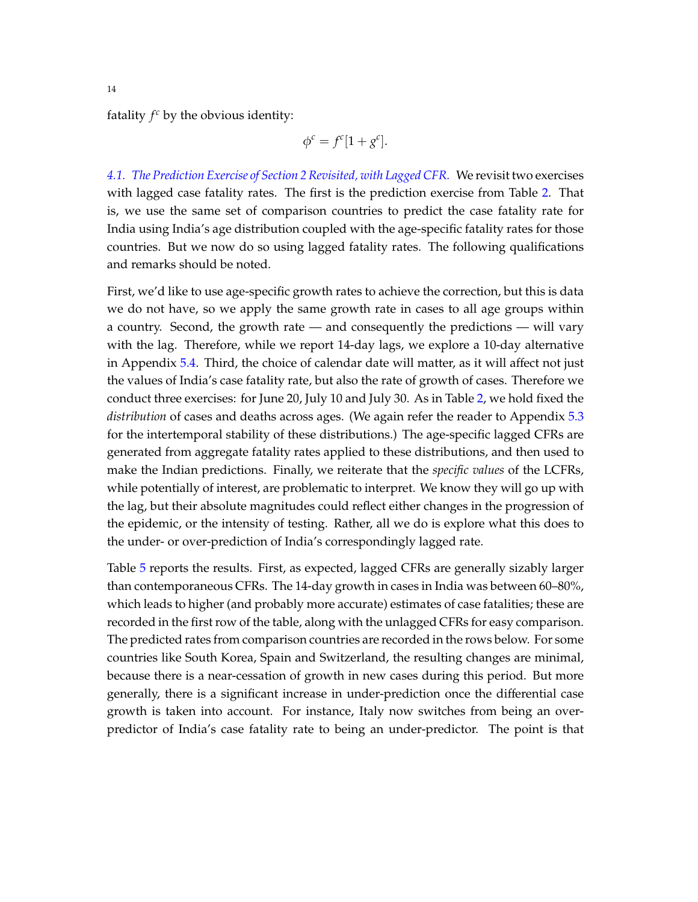fatality $f^c$ by the obvious identity:

$$\phi^c = f^c[1 + g^c].$$

*4.1. The Prediction Exercise of Section 2 Revisited, with Lagged CFR.* We revisit two exercises with lagged case fatality rates. The first is the prediction exercise from Table 2. That is, we use the same set of comparison countries to predict the case fatality rate for India using India's age distribution coupled with the age-specific fatality rates for those countries. But we now do so using lagged fatality rates. The following qualifications and remarks should be noted.

First, we'd like to use age-specific growth rates to achieve the correction, but this is data we do not have, so we apply the same growth rate in cases to all age groups within a country. Second, the growth rate — and consequently the predictions — will vary with the lag. Therefore, while we report 14-day lags, we explore a 10-day alternative in Appendix 5.4. Third, the choice of calendar date will matter, as it will affect not just the values of India's case fatality rate, but also the rate of growth of cases. Therefore we conduct three exercises: for June 20, July 10 and July 30. As in Table 2, we hold fixed the *distribution* of cases and deaths across ages. (We again refer the reader to Appendix 5.3 for the intertemporal stability of these distributions.) The age-specific lagged CFRs are generated from aggregate fatality rates applied to these distributions, and then used to make the Indian predictions. Finally, we reiterate that the *specific values* of the LCFRs, while potentially of interest, are problematic to interpret. We know they will go up with the lag, but their absolute magnitudes could reflect either changes in the progression of the epidemic, or the intensity of testing. Rather, all we do is explore what this does to the under- or over-prediction of India's correspondingly lagged rate.

Table 5 reports the results. First, as expected, lagged CFRs are generally sizably larger than contemporaneous CFRs. The 14-day growth in cases in India was between 60–80%, which leads to higher (and probably more accurate) estimates of case fatalities; these are recorded in the first row of the table, along with the unlagged CFRs for easy comparison. The predicted rates from comparison countries are recorded in the rows below. For some countries like South Korea, Spain and Switzerland, the resulting changes are minimal, because there is a near-cessation of growth in new cases during this period. But more generally, there is a significant increase in under-prediction once the differential case growth is taken into account. For instance, Italy now switches from being an over-predictor of India's case fatality rate to being an under-predictor. The point is that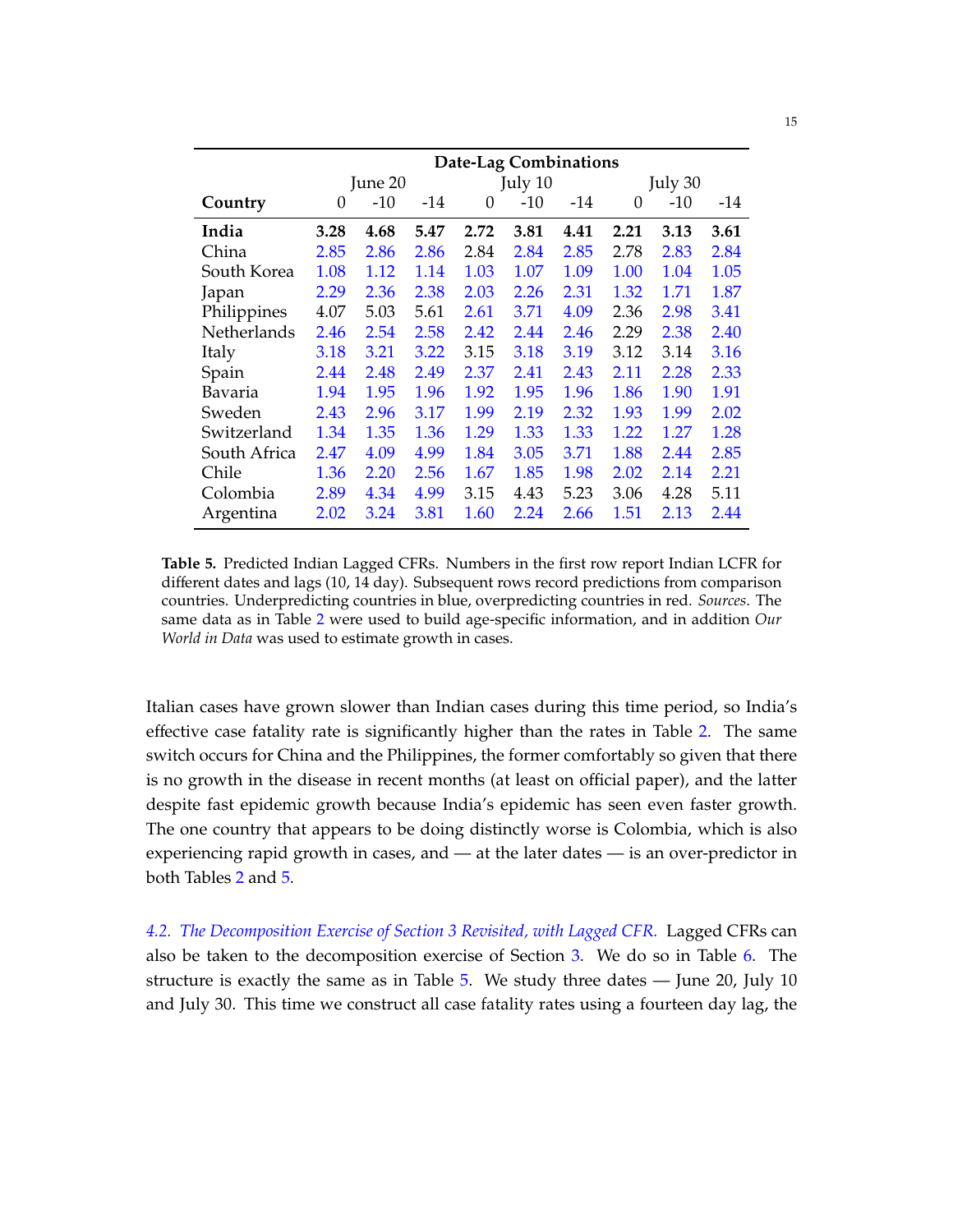| | Date-Lag Combinations | | | | | | | | |
|---|---|---|---|---|---|---|---|---|---|
| | June 20 | | | July 10 | | | July 30 | | |
| **Country** | 0 | -10 | -14 | 0 | -10 | -14 | 0 | -10 | -14 |
| **India** | **3.28** | **4.68** | **5.47** | **2.72** | **3.81** | **4.41** | **2.21** | **3.13** | **3.61** |
| China | 2.85 | 2.86 | 2.86 | 2.84 | 2.84 | 2.85 | 2.78 | 2.83 | 2.84 |
| South Korea | 1.08 | 1.12 | 1.14 | 1.03 | 1.07 | 1.09 | 1.00 | 1.04 | 1.05 |
| Japan | 2.29 | 2.36 | 2.38 | 2.03 | 2.26 | 2.31 | 1.32 | 1.71 | 1.87 |
| Philippines | 4.07 | 5.03 | 5.61 | 2.61 | 3.71 | 4.09 | 2.36 | 2.98 | 3.41 |
| Netherlands | 2.46 | 2.54 | 2.58 | 2.42 | 2.44 | 2.46 | 2.29 | 2.38 | 2.40 |
| Italy | 3.18 | 3.21 | 3.22 | 3.15 | 3.18 | 3.19 | 3.12 | 3.14 | 3.16 |
| Spain | 2.44 | 2.48 | 2.49 | 2.37 | 2.41 | 2.43 | 2.11 | 2.28 | 2.33 |
| Bavaria | 1.94 | 1.95 | 1.96 | 1.92 | 1.95 | 1.96 | 1.86 | 1.90 | 1.91 |
| Sweden | 2.43 | 2.96 | 3.17 | 1.99 | 2.19 | 2.32 | 1.93 | 1.99 | 2.02 |
| Switzerland | 1.34 | 1.35 | 1.36 | 1.29 | 1.33 | 1.33 | 1.22 | 1.27 | 1.28 |
| South Africa | 2.47 | 4.09 | 4.99 | 1.84 | 3.05 | 3.71 | 1.88 | 2.44 | 2.85 |
| Chile | 1.36 | 2.20 | 2.56 | 1.67 | 1.85 | 1.98 | 2.02 | 2.14 | 2.21 |
| Colombia | 2.89 | 4.34 | 4.99 | 3.15 | 4.43 | 5.23 | 3.06 | 4.28 | 5.11 |
| Argentina | 2.02 | 3.24 | 3.81 | 1.60 | 2.24 | 2.66 | 1.51 | 2.13 | 2.44 |

**Table 5.** Predicted Indian Lagged CFRs. Numbers in the first row report Indian LCFR for different dates and lags (10, 14 day). Subsequent rows record predictions from comparison countries. Underpredicting countries in blue, overpredicting countries in red. *Sources.* The same data as in Table 2 were used to build age-specific information, and in addition *Our World in Data* was used to estimate growth in cases.

Italian cases have grown slower than Indian cases during this time period, so India's effective case fatality rate is significantly higher than the rates in Table 2. The same switch occurs for China and the Philippines, the former comfortably so given that there is no growth in the disease in recent months (at least on official paper), and the latter despite fast epidemic growth because India's epidemic has seen even faster growth. The one country that appears to be doing distinctly worse is Colombia, which is also experiencing rapid growth in cases, and — at the later dates — is an over-predictor in both Tables 2 and 5.

*4.2. The Decomposition Exercise of Section 3 Revisited, with Lagged CFR.* Lagged CFRs can also be taken to the decomposition exercise of Section 3. We do so in Table 6. The structure is exactly the same as in Table 5. We study three dates — June 20, July 10 and July 30. This time we construct all case fatality rates using a fourteen day lag, the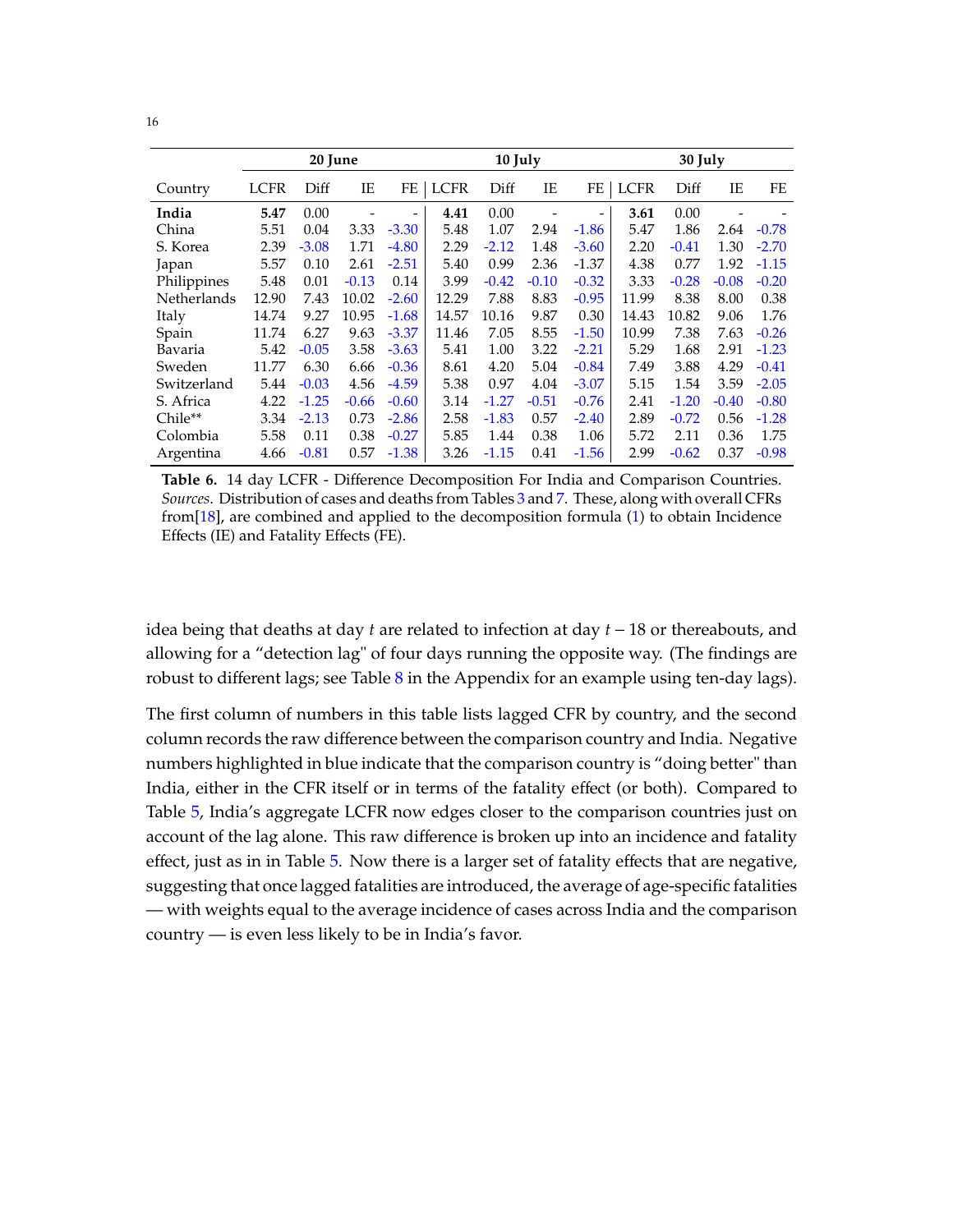| | 20 June | | | | 10 July | | | | 30 July | | | |
|---|---|---|---|---|---|---|---|---|---|---|---|---|
| Country | LCFR | Diff | IE | FE | LCFR | Diff | IE | FE | LCFR | Diff | IE | FE |
| **India** | **5.47** | 0.00 | - | - | **4.41** | 0.00 | - | - | **3.61** | 0.00 | - | - |
| China | 5.51 | 0.04 | 3.33 | -3.30 | 5.48 | 1.07 | 2.94 | -1.86 | 5.47 | 1.86 | 2.64 | -0.78 |
| S. Korea | 2.39 | -3.08 | 1.71 | -4.80 | 2.29 | -2.12 | 1.48 | -3.60 | 2.20 | -0.41 | 1.30 | -2.70 |
| Japan | 5.57 | 0.10 | 2.61 | -2.51 | 5.40 | 0.99 | 2.36 | -1.37 | 4.38 | 0.77 | 1.92 | -1.15 |
| Philippines | 5.48 | 0.01 | -0.13 | 0.14 | 3.99 | -0.42 | -0.10 | -0.32 | 3.33 | -0.28 | -0.08 | -0.20 |
| Netherlands | 12.90 | 7.43 | 10.02 | -2.60 | 12.29 | 7.88 | 8.83 | -0.95 | 11.99 | 8.38 | 8.00 | 0.38 |
| Italy | 14.74 | 9.27 | 10.95 | -1.68 | 14.57 | 10.16 | 9.87 | 0.30 | 14.43 | 10.82 | 9.06 | 1.76 |
| Spain | 11.74 | 6.27 | 9.63 | -3.37 | 11.46 | 7.05 | 8.55 | -1.50 | 10.99 | 7.38 | 7.63 | -0.26 |
| Bavaria | 5.42 | -0.05 | 3.58 | -3.63 | 5.41 | 1.00 | 3.22 | -2.21 | 5.29 | 1.68 | 2.91 | -1.23 |
| Sweden | 11.77 | 6.30 | 6.66 | -0.36 | 8.61 | 4.20 | 5.04 | -0.84 | 7.49 | 3.88 | 4.29 | -0.41 |
| Switzerland | 5.44 | -0.03 | 4.56 | -4.59 | 5.38 | 0.97 | 4.04 | -3.07 | 5.15 | 1.54 | 3.59 | -2.05 |
| S. Africa | 4.22 | -1.25 | -0.66 | -0.60 | 3.14 | -1.27 | -0.51 | -0.76 | 2.41 | -1.20 | -0.40 | -0.80 |
| Chile** | 3.34 | -2.13 | 0.73 | -2.86 | 2.58 | -1.83 | 0.57 | -2.40 | 2.89 | -0.72 | 0.56 | -1.28 |
| Colombia | 5.58 | 0.11 | 0.38 | -0.27 | 5.85 | 1.44 | 0.38 | 1.06 | 5.72 | 2.11 | 0.36 | 1.75 |
| Argentina | 4.66 | -0.81 | 0.57 | -1.38 | 3.26 | -1.15 | 0.41 | -1.56 | 2.99 | -0.62 | 0.37 | -0.98 |

**Table 6.** 14 day LCFR - Difference Decomposition For India and Comparison Countries. *Sources*. Distribution of cases and deaths from Tables 3 and 7. These, along with overall CFRs from[18], are combined and applied to the decomposition formula (1) to obtain Incidence Effects (IE) and Fatality Effects (FE).

idea being that deaths at day $t$ are related to infection at day $t - 18$ or thereabouts, and allowing for a "detection lag" of four days running the opposite way. (The findings are robust to different lags; see Table 8 in the Appendix for an example using ten-day lags).

The first column of numbers in this table lists lagged CFR by country, and the second column records the raw difference between the comparison country and India. Negative numbers highlighted in blue indicate that the comparison country is "doing better" than India, either in the CFR itself or in terms of the fatality effect (or both). Compared to Table 5, India's aggregate LCFR now edges closer to the comparison countries just on account of the lag alone. This raw difference is broken up into an incidence and fatality effect, just as in in Table 5. Now there is a larger set of fatality effects that are negative, suggesting that once lagged fatalities are introduced, the average of age-specific fatalities — with weights equal to the average incidence of cases across India and the comparison country — is even less likely to be in India's favor.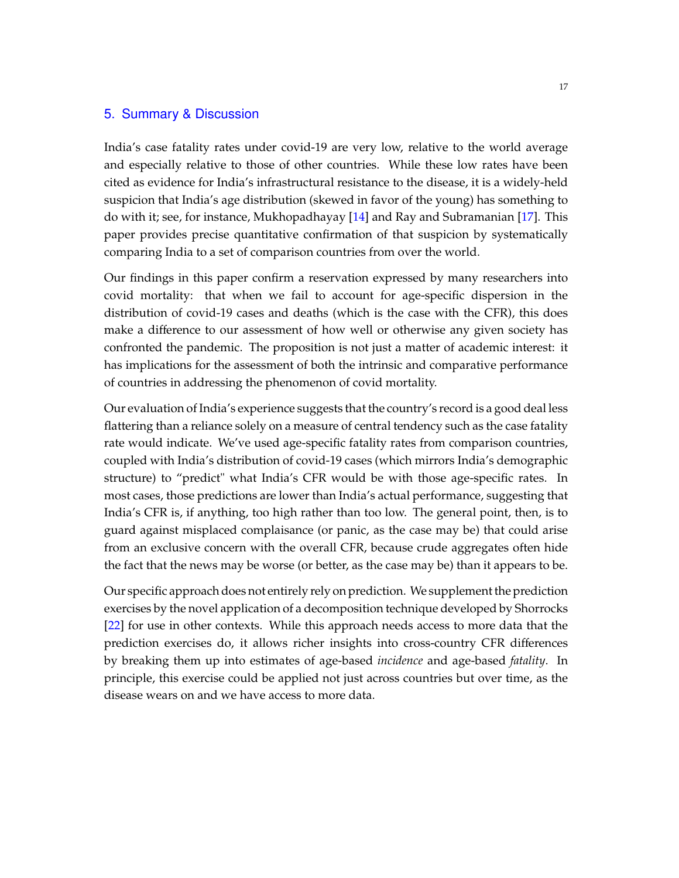## 5. Summary & Discussion

India's case fatality rates under covid-19 are very low, relative to the world average and especially relative to those of other countries. While these low rates have been cited as evidence for India's infrastructural resistance to the disease, it is a widely-held suspicion that India's age distribution (skewed in favor of the young) has something to do with it; see, for instance, Mukhopadhayay [14] and Ray and Subramanian [17]. This paper provides precise quantitative confirmation of that suspicion by systematically comparing India to a set of comparison countries from over the world.

Our findings in this paper confirm a reservation expressed by many researchers into covid mortality: that when we fail to account for age-specific dispersion in the distribution of covid-19 cases and deaths (which is the case with the CFR), this does make a difference to our assessment of how well or otherwise any given society has confronted the pandemic. The proposition is not just a matter of academic interest: it has implications for the assessment of both the intrinsic and comparative performance of countries in addressing the phenomenon of covid mortality.

Our evaluation of India's experience suggests that the country's record is a good deal less flattering than a reliance solely on a measure of central tendency such as the case fatality rate would indicate. We've used age-specific fatality rates from comparison countries, coupled with India's distribution of covid-19 cases (which mirrors India's demographic structure) to "predict" what India's CFR would be with those age-specific rates. In most cases, those predictions are lower than India's actual performance, suggesting that India's CFR is, if anything, too high rather than too low. The general point, then, is to guard against misplaced complaisance (or panic, as the case may be) that could arise from an exclusive concern with the overall CFR, because crude aggregates often hide the fact that the news may be worse (or better, as the case may be) than it appears to be.

Our specific approach does not entirely rely on prediction. We supplement the prediction exercises by the novel application of a decomposition technique developed by Shorrocks [22] for use in other contexts. While this approach needs access to more data that the prediction exercises do, it allows richer insights into cross-country CFR differences by breaking them up into estimates of age-based *incidence* and age-based *fatality*. In principle, this exercise could be applied not just across countries but over time, as the disease wears on and we have access to more data.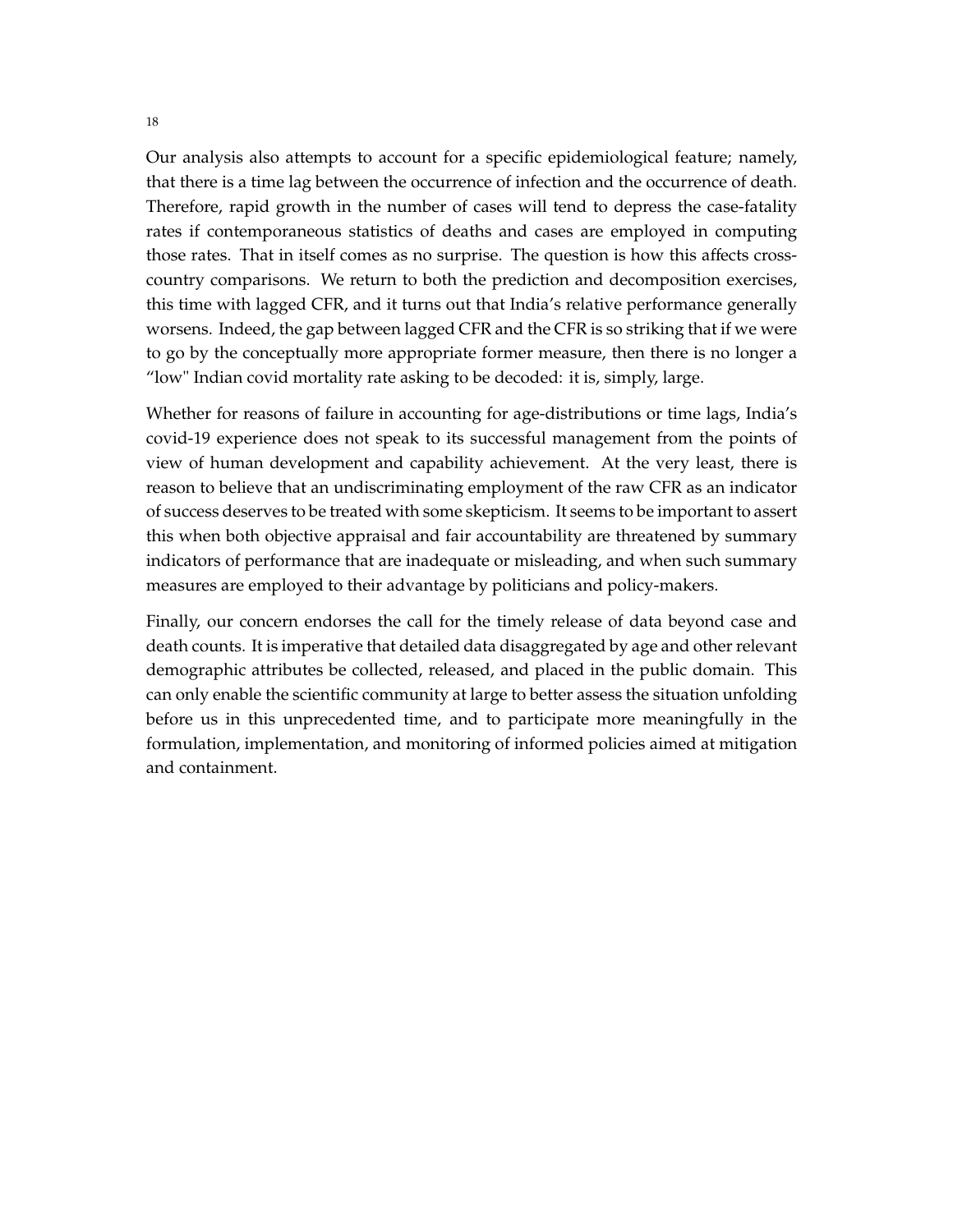Our analysis also attempts to account for a specific epidemiological feature; namely, that there is a time lag between the occurrence of infection and the occurrence of death. Therefore, rapid growth in the number of cases will tend to depress the case-fatality rates if contemporaneous statistics of deaths and cases are employed in computing those rates. That in itself comes as no surprise. The question is how this affects cross-country comparisons. We return to both the prediction and decomposition exercises, this time with lagged CFR, and it turns out that India's relative performance generally worsens. Indeed, the gap between lagged CFR and the CFR is so striking that if we were to go by the conceptually more appropriate former measure, then there is no longer a "low" Indian covid mortality rate asking to be decoded: it is, simply, large.

Whether for reasons of failure in accounting for age-distributions or time lags, India's covid-19 experience does not speak to its successful management from the points of view of human development and capability achievement. At the very least, there is reason to believe that an undiscriminating employment of the raw CFR as an indicator of success deserves to be treated with some skepticism. It seems to be important to assert this when both objective appraisal and fair accountability are threatened by summary indicators of performance that are inadequate or misleading, and when such summary measures are employed to their advantage by politicians and policy-makers.

Finally, our concern endorses the call for the timely release of data beyond case and death counts. It is imperative that detailed data disaggregated by age and other relevant demographic attributes be collected, released, and placed in the public domain. This can only enable the scientific community at large to better assess the situation unfolding before us in this unprecedented time, and to participate more meaningfully in the formulation, implementation, and monitoring of informed policies aimed at mitigation and containment.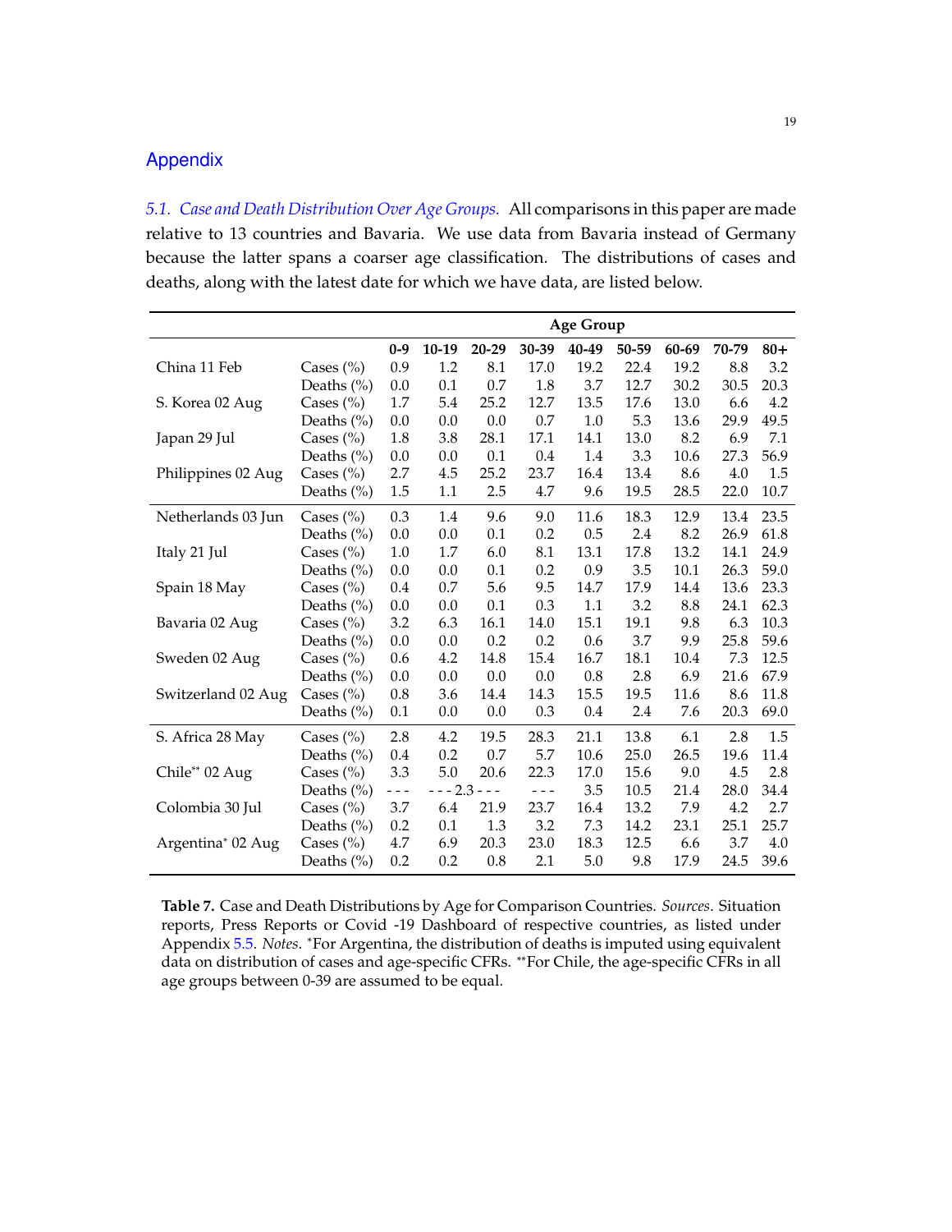## Appendix

*5.1. Case and Death Distribution Over Age Groups.* All comparisons in this paper are made relative to 13 countries and Bavaria. We use data from Bavaria instead of Germany because the latter spans a coarser age classification. The distributions of cases and deaths, along with the latest date for which we have data, are listed below.

| | | Age Group | | | | | | | | |
|---|---|---|---|---|---|---|---|---|---|---|
| | | **0-9** | **10-19** | **20-29** | **30-39** | **40-49** | **50-59** | **60-69** | **70-79** | **80+** |
| China 11 Feb | Cases (%) | 0.9 | 1.2 | 8.1 | 17.0 | 19.2 | 22.4 | 19.2 | 8.8 | 3.2 |
| | Deaths (%) | 0.0 | 0.1 | 0.7 | 1.8 | 3.7 | 12.7 | 30.2 | 30.5 | 20.3 |
| S. Korea 02 Aug | Cases (%) | 1.7 | 5.4 | 25.2 | 12.7 | 13.5 | 17.6 | 13.0 | 6.6 | 4.2 |
| | Deaths (%) | 0.0 | 0.0 | 0.0 | 0.7 | 1.0 | 5.3 | 13.6 | 29.9 | 49.5 |
| Japan 29 Jul | Cases (%) | 1.8 | 3.8 | 28.1 | 17.1 | 14.1 | 13.0 | 8.2 | 6.9 | 7.1 |
| | Deaths (%) | 0.0 | 0.0 | 0.1 | 0.4 | 1.4 | 3.3 | 10.6 | 27.3 | 56.9 |
| Philippines 02 Aug | Cases (%) | 2.7 | 4.5 | 25.2 | 23.7 | 16.4 | 13.4 | 8.6 | 4.0 | 1.5 |
| | Deaths (%) | 1.5 | 1.1 | 2.5 | 4.7 | 9.6 | 19.5 | 28.5 | 22.0 | 10.7 |
| Netherlands 03 Jun | Cases (%) | 0.3 | 1.4 | 9.6 | 9.0 | 11.6 | 18.3 | 12.9 | 13.4 | 23.5 |
| | Deaths (%) | 0.0 | 0.0 | 0.1 | 0.2 | 0.5 | 2.4 | 8.2 | 26.9 | 61.8 |
| Italy 21 Jul | Cases (%) | 1.0 | 1.7 | 6.0 | 8.1 | 13.1 | 17.8 | 13.2 | 14.1 | 24.9 |
| | Deaths (%) | 0.0 | 0.0 | 0.1 | 0.2 | 0.9 | 3.5 | 10.1 | 26.3 | 59.0 |
| Spain 18 May | Cases (%) | 0.4 | 0.7 | 5.6 | 9.5 | 14.7 | 17.9 | 14.4 | 13.6 | 23.3 |
| | Deaths (%) | 0.0 | 0.0 | 0.1 | 0.3 | 1.1 | 3.2 | 8.8 | 24.1 | 62.3 |
| Bavaria 02 Aug | Cases (%) | 3.2 | 6.3 | 16.1 | 14.0 | 15.1 | 19.1 | 9.8 | 6.3 | 10.3 |
| | Deaths (%) | 0.0 | 0.0 | 0.2 | 0.2 | 0.6 | 3.7 | 9.9 | 25.8 | 59.6 |
| Sweden 02 Aug | Cases (%) | 0.6 | 4.2 | 14.8 | 15.4 | 16.7 | 18.1 | 10.4 | 7.3 | 12.5 |
| | Deaths (%) | 0.0 | 0.0 | 0.0 | 0.0 | 0.8 | 2.8 | 6.9 | 21.6 | 67.9 |
| Switzerland 02 Aug | Cases (%) | 0.8 | 3.6 | 14.4 | 14.3 | 15.5 | 19.5 | 11.6 | 8.6 | 11.8 |
| | Deaths (%) | 0.1 | 0.0 | 0.0 | 0.3 | 0.4 | 2.4 | 7.6 | 20.3 | 69.0 |
| S. Africa 28 May | Cases (%) | 2.8 | 4.2 | 19.5 | 28.3 | 21.1 | 13.8 | 6.1 | 2.8 | 1.5 |
| | Deaths (%) | 0.4 | 0.2 | 0.7 | 5.7 | 10.6 | 25.0 | 26.5 | 19.6 | 11.4 |
| Chile** 02 Aug | Cases (%) | 3.3 | 5.0 | 20.6 | 22.3 | 17.0 | 15.6 | 9.0 | 4.5 | 2.8 |
| | Deaths (%) | - - - | - - - 2.3 - - - | | - - - | 3.5 | 10.5 | 21.4 | 28.0 | 34.4 |
| Colombia 30 Jul | Cases (%) | 3.7 | 6.4 | 21.9 | 23.7 | 16.4 | 13.2 | 7.9 | 4.2 | 2.7 |
| | Deaths (%) | 0.2 | 0.1 | 1.3 | 3.2 | 7.3 | 14.2 | 23.1 | 25.1 | 25.7 |
| Argentina* 02 Aug | Cases (%) | 4.7 | 6.9 | 20.3 | 23.0 | 18.3 | 12.5 | 6.6 | 3.7 | 4.0 |
| | Deaths (%) | 0.2 | 0.2 | 0.8 | 2.1 | 5.0 | 9.8 | 17.9 | 24.5 | 39.6 |

**Table 7.** Case and Death Distributions by Age for Comparison Countries. *Sources*. Situation reports, Press Reports or Covid -19 Dashboard of respective countries, as listed under Appendix 5.5. *Notes*. *For Argentina, the distribution of deaths is imputed using equivalent data on distribution of cases and age-specific CFRs. **For Chile, the age-specific CFRs in all age groups between 0-39 are assumed to be equal.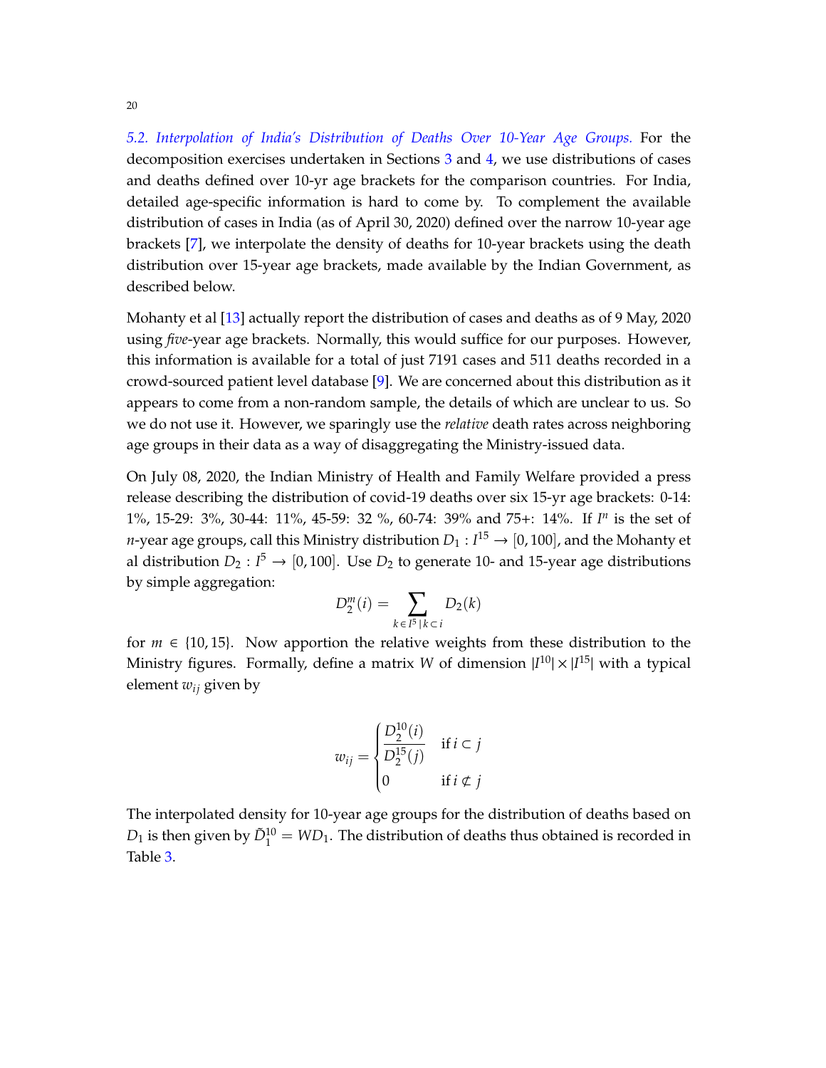*5.2. Interpolation of India's Distribution of Deaths Over 10-Year Age Groups.* For the decomposition exercises undertaken in Sections 3 and 4, we use distributions of cases and deaths defined over 10-yr age brackets for the comparison countries. For India, detailed age-specific information is hard to come by. To complement the available distribution of cases in India (as of April 30, 2020) defined over the narrow 10-year age brackets [7], we interpolate the density of deaths for 10-year brackets using the death distribution over 15-year age brackets, made available by the Indian Government, as described below.

Mohanty et al [13] actually report the distribution of cases and deaths as of 9 May, 2020 using *five*-year age brackets. Normally, this would suffice for our purposes. However, this information is available for a total of just 7191 cases and 511 deaths recorded in a crowd-sourced patient level database [9]. We are concerned about this distribution as it appears to come from a non-random sample, the details of which are unclear to us. So we do not use it. However, we sparingly use the *relative* death rates across neighboring age groups in their data as a way of disaggregating the Ministry-issued data.

On July 08, 2020, the Indian Ministry of Health and Family Welfare provided a press release describing the distribution of covid-19 deaths over six 15-yr age brackets: 0-14: 1%, 15-29: 3%, 30-44: 11%, 45-59: 32 %, 60-74: 39% and 75+: 14%. If $I^n$ is the set of $n$-year age groups, call this Ministry distribution $D_1 : I^{15} \to [0, 100]$, and the Mohanty et al distribution $D_2 : I^5 \to [0, 100]$. Use $D_2$ to generate 10- and 15-year age distributions by simple aggregation:

$$D_2^m(i) = \sum_{k \in I^5 \,|\, k \subset i} D_2(k)$$

for $m \in \{10, 15\}$. Now apportion the relative weights from these distribution to the Ministry figures. Formally, define a matrix $W$ of dimension $|I^{10}| \times |I^{15}|$ with a typical element $w_{ij}$ given by

$$w_{ij} = \begin{cases} \dfrac{D_2^{10}(i)}{D_2^{15}(j)} & \text{if } i \subset j \\ 0 & \text{if } i \not\subset j \end{cases}$$

The interpolated density for 10-year age groups for the distribution of deaths based on $D_1$ is then given by $\tilde{D}_1^{10} = WD_1$. The distribution of deaths thus obtained is recorded in Table 3.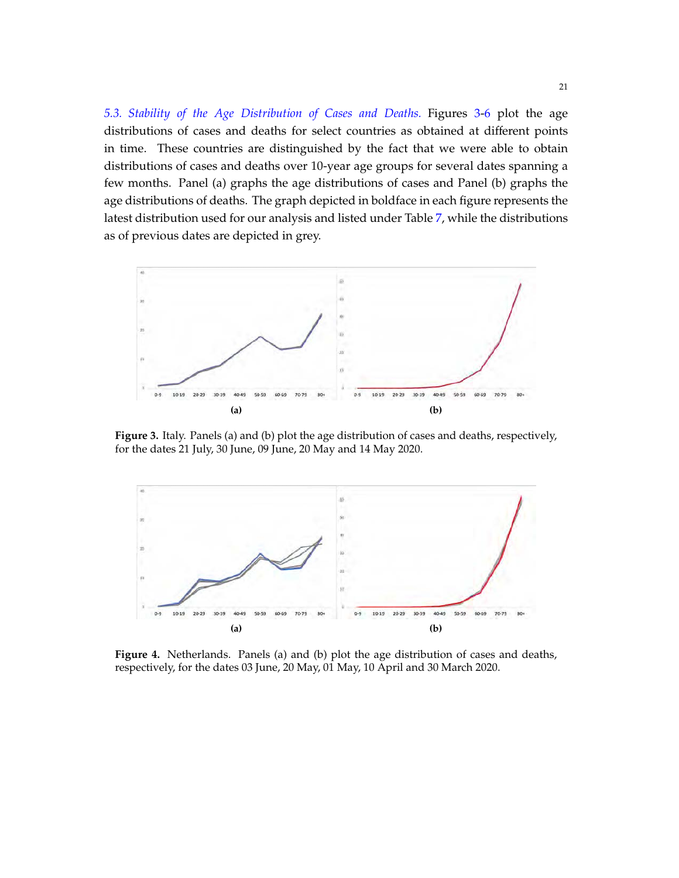*5.3. Stability of the Age Distribution of Cases and Deaths.* Figures 3-6 plot the age distributions of cases and deaths for select countries as obtained at different points in time. These countries are distinguished by the fact that we were able to obtain distributions of cases and deaths over 10-year age groups for several dates spanning a few months. Panel (a) graphs the age distributions of cases and Panel (b) graphs the age distributions of deaths. The graph depicted in boldface in each figure represents the latest distribution used for our analysis and listed under Table 7, while the distributions as of previous dates are depicted in grey.

**Figure 3.** Italy. Panels (a) and (b) plot the age distribution of cases and deaths, respectively, for the dates 21 July, 30 June, 09 June, 20 May and 14 May 2020.

**Figure 4.** Netherlands. Panels (a) and (b) plot the age distribution of cases and deaths, respectively, for the dates 03 June, 20 May, 01 May, 10 April and 30 March 2020.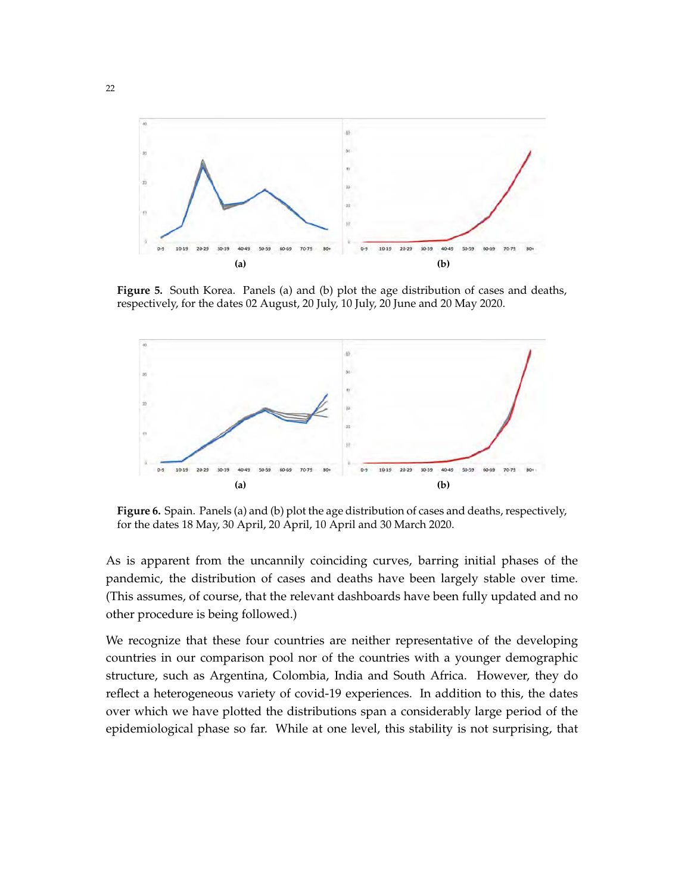**Figure 5.** South Korea. Panels (a) and (b) plot the age distribution of cases and deaths, respectively, for the dates 02 August, 20 July, 10 July, 20 June and 20 May 2020.

**Figure 6.** Spain. Panels (a) and (b) plot the age distribution of cases and deaths, respectively, for the dates 18 May, 30 April, 20 April, 10 April and 30 March 2020.

As is apparent from the uncannily coinciding curves, barring initial phases of the pandemic, the distribution of cases and deaths have been largely stable over time. (This assumes, of course, that the relevant dashboards have been fully updated and no other procedure is being followed.)

We recognize that these four countries are neither representative of the developing countries in our comparison pool nor of the countries with a younger demographic structure, such as Argentina, Colombia, India and South Africa. However, they do reflect a heterogeneous variety of covid-19 experiences. In addition to this, the dates over which we have plotted the distributions span a considerably large period of the epidemiological phase so far. While at one level, this stability is not surprising, that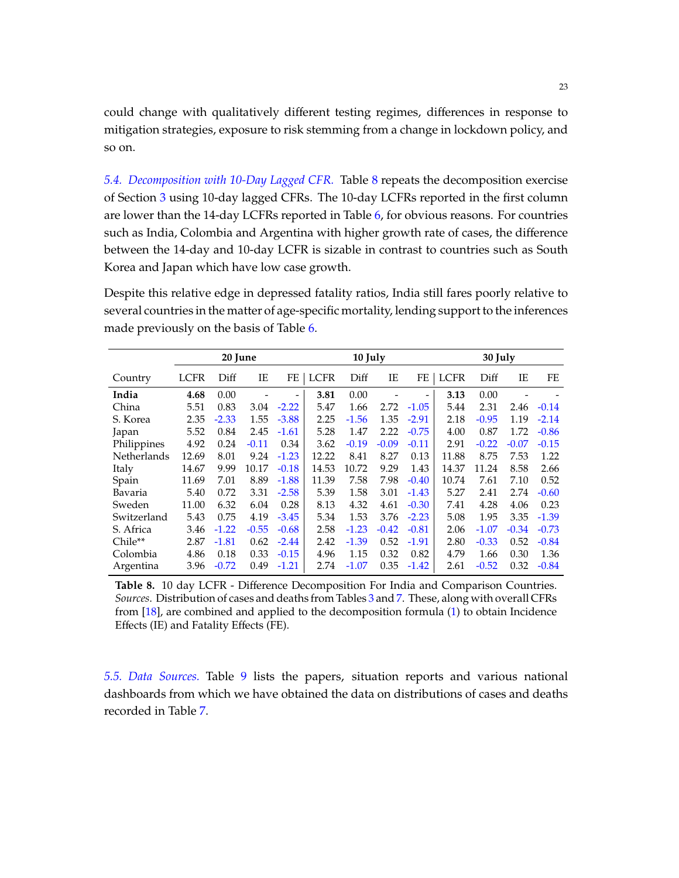could change with qualitatively different testing regimes, differences in response to mitigation strategies, exposure to risk stemming from a change in lockdown policy, and so on.

*5.4. Decomposition with 10-Day Lagged CFR.* Table 8 repeats the decomposition exercise of Section 3 using 10-day lagged CFRs. The 10-day LCFRs reported in the first column are lower than the 14-day LCFRs reported in Table 6, for obvious reasons. For countries such as India, Colombia and Argentina with higher growth rate of cases, the difference between the 14-day and 10-day LCFR is sizable in contrast to countries such as South Korea and Japan which have low case growth.

Despite this relative edge in depressed fatality ratios, India still fares poorly relative to several countries in the matter of age-specific mortality, lending support to the inferences made previously on the basis of Table 6.

| | **20 June** | | | | **10 July** | | | | **30 July** | | | |
|---|---|---|---|---|---|---|---|---|---|---|---|---|
| Country | LCFR | Diff | IE | FE | LCFR | Diff | IE | FE | LCFR | Diff | IE | FE |
| **India** | **4.68** | 0.00 | - | - | **3.81** | 0.00 | - | - | **3.13** | 0.00 | - | - |
| China | 5.51 | 0.83 | 3.04 | -2.22 | 5.47 | 1.66 | 2.72 | -1.05 | 5.44 | 2.31 | 2.46 | -0.14 |
| S. Korea | 2.35 | -2.33 | 1.55 | -3.88 | 2.25 | -1.56 | 1.35 | -2.91 | 2.18 | -0.95 | 1.19 | -2.14 |
| Japan | 5.52 | 0.84 | 2.45 | -1.61 | 5.28 | 1.47 | 2.22 | -0.75 | 4.00 | 0.87 | 1.72 | -0.86 |
| Philippines | 4.92 | 0.24 | -0.11 | 0.34 | 3.62 | -0.19 | -0.09 | -0.11 | 2.91 | -0.22 | -0.07 | -0.15 |
| Netherlands | 12.69 | 8.01 | 9.24 | -1.23 | 12.22 | 8.41 | 8.27 | 0.13 | 11.88 | 8.75 | 7.53 | 1.22 |
| Italy | 14.67 | 9.99 | 10.17 | -0.18 | 14.53 | 10.72 | 9.29 | 1.43 | 14.37 | 11.24 | 8.58 | 2.66 |
| Spain | 11.69 | 7.01 | 8.89 | -1.88 | 11.39 | 7.58 | 7.98 | -0.40 | 10.74 | 7.61 | 7.10 | 0.52 |
| Bavaria | 5.40 | 0.72 | 3.31 | -2.58 | 5.39 | 1.58 | 3.01 | -1.43 | 5.27 | 2.41 | 2.74 | -0.60 |
| Sweden | 11.00 | 6.32 | 6.04 | 0.28 | 8.13 | 4.32 | 4.61 | -0.30 | 7.41 | 4.28 | 4.06 | 0.23 |
| Switzerland | 5.43 | 0.75 | 4.19 | -3.45 | 5.34 | 1.53 | 3.76 | -2.23 | 5.08 | 1.95 | 3.35 | -1.39 |
| S. Africa | 3.46 | -1.22 | -0.55 | -0.68 | 2.58 | -1.23 | -0.42 | -0.81 | 2.06 | -1.07 | -0.34 | -0.73 |
| Chile** | 2.87 | -1.81 | 0.62 | -2.44 | 2.42 | -1.39 | 0.52 | -1.91 | 2.80 | -0.33 | 0.52 | -0.84 |
| Colombia | 4.86 | 0.18 | 0.33 | -0.15 | 4.96 | 1.15 | 0.32 | 0.82 | 4.79 | 1.66 | 0.30 | 1.36 |
| Argentina | 3.96 | -0.72 | 0.49 | -1.21 | 2.74 | -1.07 | 0.35 | -1.42 | 2.61 | -0.52 | 0.32 | -0.84 |

**Table 8.** 10 day LCFR - Difference Decomposition For India and Comparison Countries. *Sources*. Distribution of cases and deaths from Tables 3 and 7. These, along with overall CFRs from [18], are combined and applied to the decomposition formula (1) to obtain Incidence Effects (IE) and Fatality Effects (FE).

*5.5. Data Sources.* Table 9 lists the papers, situation reports and various national dashboards from which we have obtained the data on distributions of cases and deaths recorded in Table 7.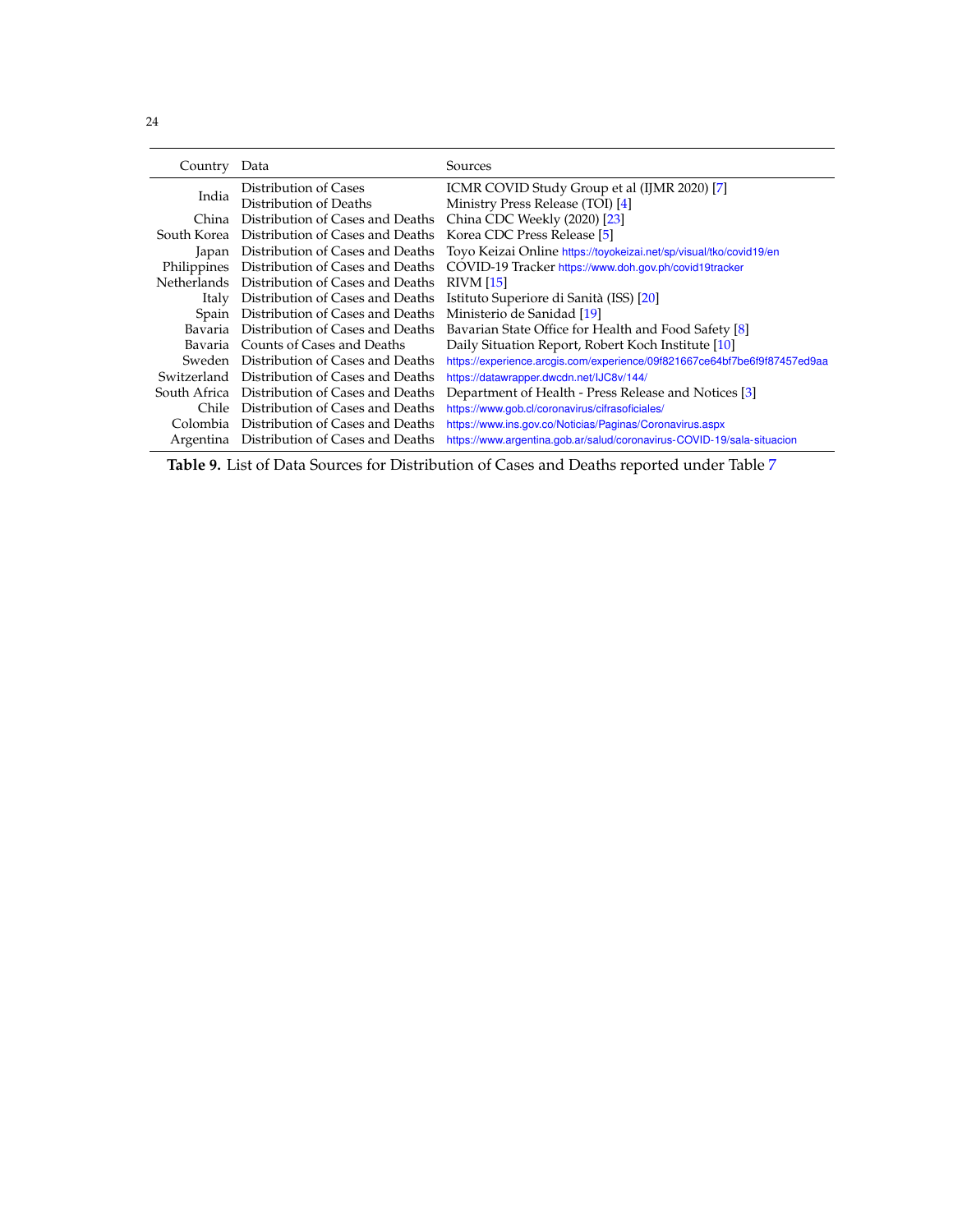| Country | Data | Sources |
| --- | --- | --- |
| India | Distribution of Cases | ICMR COVID Study Group et al (IJMR 2020) [7] |
| | Distribution of Deaths | Ministry Press Release (TOI) [4] |
| China | Distribution of Cases and Deaths | China CDC Weekly (2020) [23] |
| South Korea | Distribution of Cases and Deaths | Korea CDC Press Release [5] |
| Japan | Distribution of Cases and Deaths | Toyo Keizai Online https://toyokeizai.net/sp/visual/tko/covid19/en |
| Philippines | Distribution of Cases and Deaths | COVID-19 Tracker https://www.doh.gov.ph/covid19tracker |
| Netherlands | Distribution of Cases and Deaths | RIVM [15] |
| Italy | Distribution of Cases and Deaths | Istituto Superiore di Sanità (ISS) [20] |
| Spain | Distribution of Cases and Deaths | Ministerio de Sanidad [19] |
| Bavaria | Distribution of Cases and Deaths | Bavarian State Office for Health and Food Safety [8] |
| Bavaria | Counts of Cases and Deaths | Daily Situation Report, Robert Koch Institute [10] |
| Sweden | Distribution of Cases and Deaths | https://experience.arcgis.com/experience/09f821667ce64bf7be6f9f87457ed9aa |
| Switzerland | Distribution of Cases and Deaths | https://datawrapper.dwcdn.net/lJC8v/144/ |
| South Africa | Distribution of Cases and Deaths | Department of Health - Press Release and Notices [3] |
| Chile | Distribution of Cases and Deaths | https://www.gob.cl/coronavirus/cifrasoficiales/ |
| Colombia | Distribution of Cases and Deaths | https://www.ins.gov.co/Noticias/Paginas/Coronavirus.aspx |
| Argentina | Distribution of Cases and Deaths | https://www.argentina.gob.ar/salud/coronavirus-COVID-19/sala-situacion |

**Table 9.** List of Data Sources for Distribution of Cases and Deaths reported under Table 7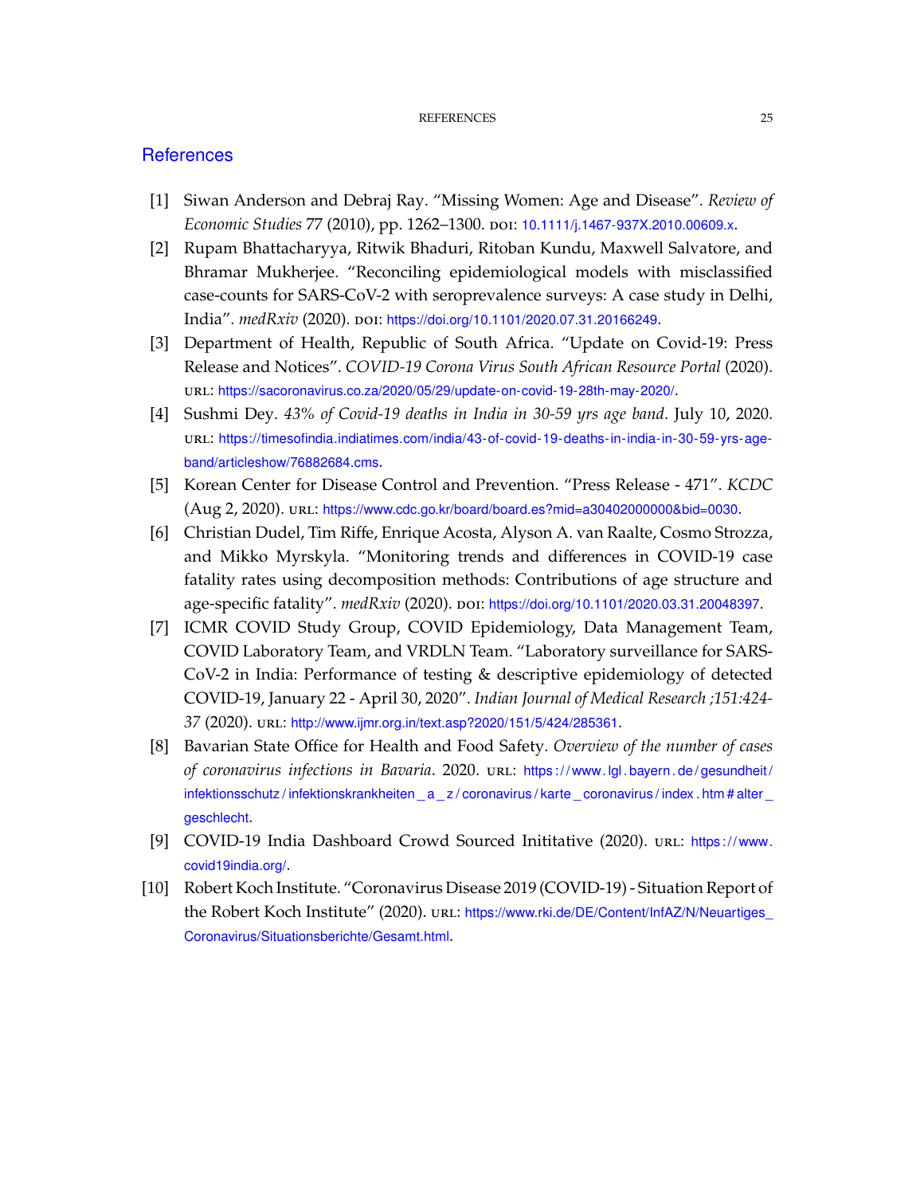## References

[1] Siwan Anderson and Debraj Ray. "Missing Women: Age and Disease". *Review of Economic Studies* 77 (2010), pp. 1262–1300. DOI: 10.1111/j.1467-937X.2010.00609.x.

[2] Rupam Bhattacharyya, Ritwik Bhaduri, Ritoban Kundu, Maxwell Salvatore, and Bhramar Mukherjee. "Reconciling epidemiological models with misclassified case-counts for SARS-CoV-2 with seroprevalence surveys: A case study in Delhi, India". *medRxiv* (2020). DOI: https://doi.org/10.1101/2020.07.31.20166249.

[3] Department of Health, Republic of South Africa. "Update on Covid-19: Press Release and Notices". *COVID-19 Corona Virus South African Resource Portal* (2020). URL: https://sacoronavirus.co.za/2020/05/29/update-on-covid-19-28th-may-2020/.

[4] Sushmi Dey. *43% of Covid-19 deaths in India in 30-59 yrs age band*. July 10, 2020. URL: https://timesofindia.indiatimes.com/india/43-of-covid-19-deaths-in-india-in-30-59-yrs-age-band/articleshow/76882684.cms.

[5] Korean Center for Disease Control and Prevention. "Press Release - 471". *KCDC* (Aug 2, 2020). URL: https://www.cdc.go.kr/board/board.es?mid=a30402000000&bid=0030.

[6] Christian Dudel, Tim Riffe, Enrique Acosta, Alyson A. van Raalte, Cosmo Strozza, and Mikko Myrskyla. "Monitoring trends and differences in COVID-19 case fatality rates using decomposition methods: Contributions of age structure and age-specific fatality". *medRxiv* (2020). DOI: https://doi.org/10.1101/2020.03.31.20048397.

[7] ICMR COVID Study Group, COVID Epidemiology, Data Management Team, COVID Laboratory Team, and VRDLN Team. "Laboratory surveillance for SARS-CoV-2 in India: Performance of testing & descriptive epidemiology of detected COVID-19, January 22 - April 30, 2020". *Indian Journal of Medical Research ;151:424-37* (2020). URL: http://www.ijmr.org.in/text.asp?2020/151/5/424/285361.

[8] Bavarian State Office for Health and Food Safety. *Overview of the number of cases of coronavirus infections in Bavaria*. 2020. URL: https://www.lgl.bayern.de/gesundheit/infektionsschutz/infektionskrankheiten_a_z/coronavirus/karte_coronavirus/index.htm#alter_geschlecht.

[9] COVID-19 India Dashboard Crowd Sourced Inititative (2020). URL: https://www.covid19india.org/.

[10] Robert Koch Institute. "Coronavirus Disease 2019 (COVID-19) - Situation Report of the Robert Koch Institute" (2020). URL: https://www.rki.de/DE/Content/InfAZ/N/Neuartiges_Coronavirus/Situationsberichte/Gesamt.html.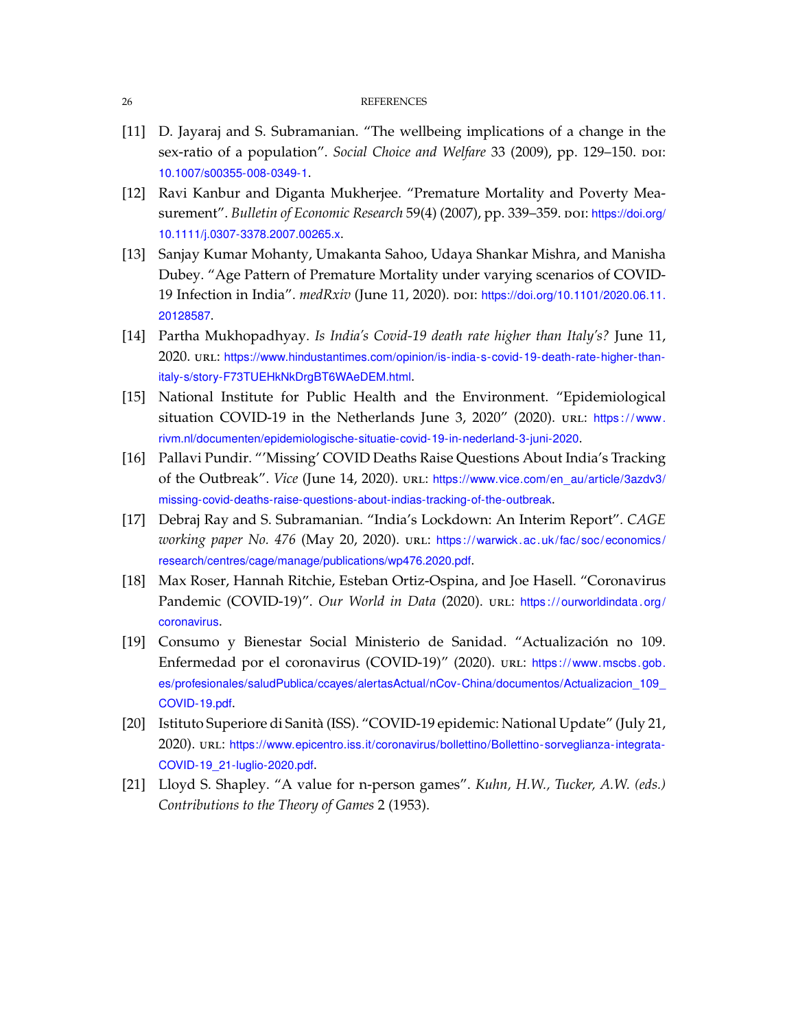[11] D. Jayaraj and S. Subramanian. "The wellbeing implications of a change in the sex-ratio of a population". *Social Choice and Welfare* 33 (2009), pp. 129–150. DOI: 10.1007/s00355-008-0349-1.

[12] Ravi Kanbur and Diganta Mukherjee. "Premature Mortality and Poverty Measurement". *Bulletin of Economic Research* 59(4) (2007), pp. 339–359. DOI: https://doi.org/10.1111/j.0307-3378.2007.00265.x.

[13] Sanjay Kumar Mohanty, Umakanta Sahoo, Udaya Shankar Mishra, and Manisha Dubey. "Age Pattern of Premature Mortality under varying scenarios of COVID-19 Infection in India". *medRxiv* (June 11, 2020). DOI: https://doi.org/10.1101/2020.06.11.20128587.

[14] Partha Mukhopadhyay. *Is India's Covid-19 death rate higher than Italy's?* June 11, 2020. URL: https://www.hindustantimes.com/opinion/is-india-s-covid-19-death-rate-higher-than-italy-s/story-F73TUEHkNkDrgBT6WAeDEM.html.

[15] National Institute for Public Health and the Environment. "Epidemiological situation COVID-19 in the Netherlands June 3, 2020" (2020). URL: https://www.rivm.nl/documenten/epidemiologische-situatie-covid-19-in-nederland-3-juni-2020.

[16] Pallavi Pundir. "'Missing' COVID Deaths Raise Questions About India's Tracking of the Outbreak". *Vice* (June 14, 2020). URL: https://www.vice.com/en_au/article/3azdv3/missing-covid-deaths-raise-questions-about-indias-tracking-of-the-outbreak.

[17] Debraj Ray and S. Subramanian. "India's Lockdown: An Interim Report". *CAGE working paper No. 476* (May 20, 2020). URL: https://warwick.ac.uk/fac/soc/economics/research/centres/cage/manage/publications/wp476.2020.pdf.

[18] Max Roser, Hannah Ritchie, Esteban Ortiz-Ospina, and Joe Hasell. "Coronavirus Pandemic (COVID-19)". *Our World in Data* (2020). URL: https://ourworldindata.org/coronavirus.

[19] Consumo y Bienestar Social Ministerio de Sanidad. "Actualización no 109. Enfermedad por el coronavirus (COVID-19)" (2020). URL: https://www.mscbs.gob.es/profesionales/saludPublica/ccayes/alertasActual/nCov-China/documentos/Actualizacion_109_COVID-19.pdf.

[20] Istituto Superiore di Sanità (ISS). "COVID-19 epidemic: National Update" (July 21, 2020). URL: https://www.epicentro.iss.it/coronavirus/bollettino/Bollettino-sorveglianza-integrata-COVID-19_21-luglio-2020.pdf.

[21] Lloyd S. Shapley. "A value for n-person games". *Kuhn, H.W., Tucker, A.W. (eds.) Contributions to the Theory of Games* 2 (1953).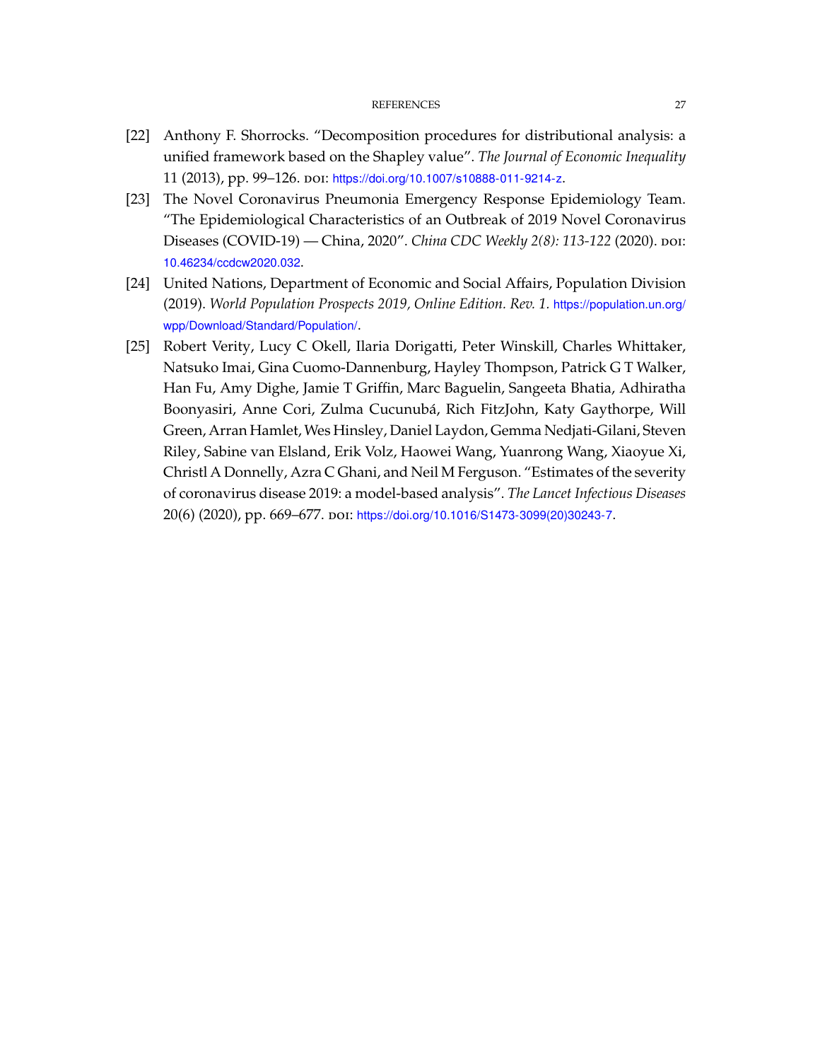[22] Anthony F. Shorrocks. "Decomposition procedures for distributional analysis: a unified framework based on the Shapley value". *The Journal of Economic Inequality* 11 (2013), pp. 99–126. doi: https://doi.org/10.1007/s10888-011-9214-z.

[23] The Novel Coronavirus Pneumonia Emergency Response Epidemiology Team. "The Epidemiological Characteristics of an Outbreak of 2019 Novel Coronavirus Diseases (COVID-19) — China, 2020". *China CDC Weekly 2(8): 113-122* (2020). doi: 10.46234/ccdcw2020.032.

[24] United Nations, Department of Economic and Social Affairs, Population Division (2019). *World Population Prospects 2019, Online Edition. Rev. 1.* https://population.un.org/wpp/Download/Standard/Population/.

[25] Robert Verity, Lucy C Okell, Ilaria Dorigatti, Peter Winskill, Charles Whittaker, Natsuko Imai, Gina Cuomo-Dannenburg, Hayley Thompson, Patrick G T Walker, Han Fu, Amy Dighe, Jamie T Griffin, Marc Baguelin, Sangeeta Bhatia, Adhiratha Boonyasiri, Anne Cori, Zulma Cucunubá, Rich FitzJohn, Katy Gaythorpe, Will Green, Arran Hamlet, Wes Hinsley, Daniel Laydon, Gemma Nedjati-Gilani, Steven Riley, Sabine van Elsland, Erik Volz, Haowei Wang, Yuanrong Wang, Xiaoyue Xi, Christl A Donnelly, Azra C Ghani, and Neil M Ferguson. "Estimates of the severity of coronavirus disease 2019: a model-based analysis". *The Lancet Infectious Diseases* 20(6) (2020), pp. 669–677. doi: https://doi.org/10.1016/S1473-3099(20)30243-7.